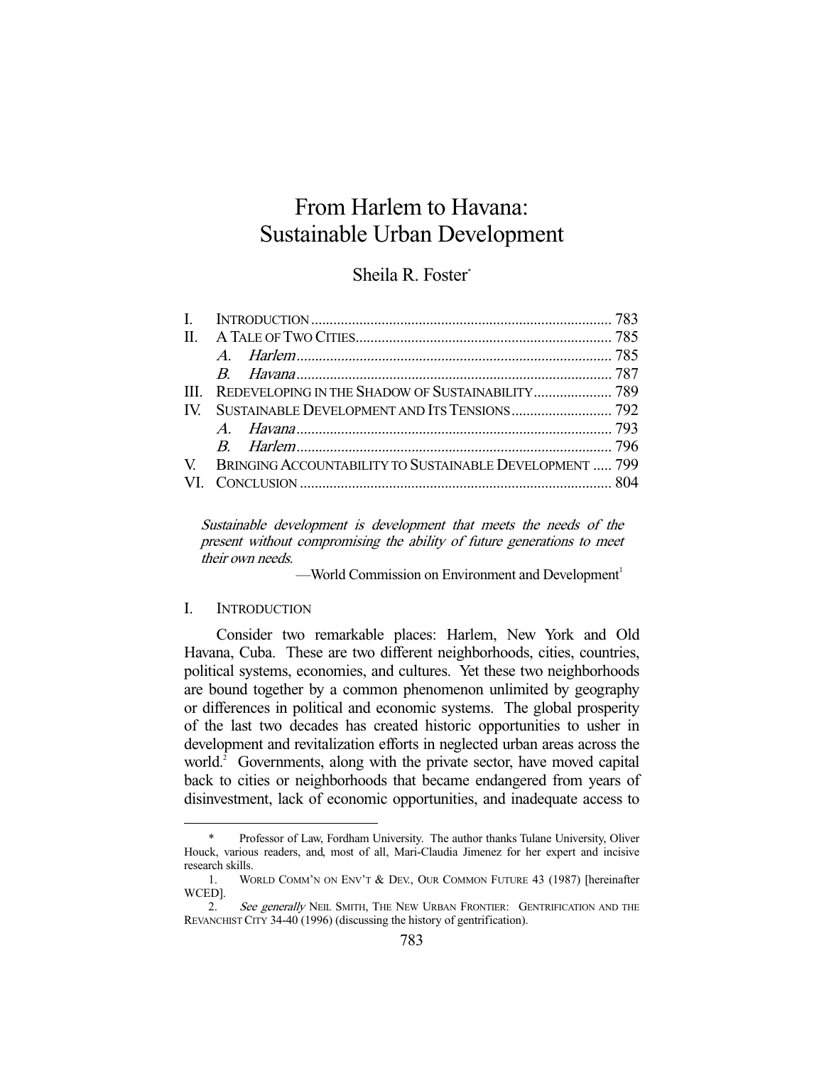# From Harlem to Havana: Sustainable Urban Development

Sheila R. Foster*

| | | |
|---|---|---|
| I. | INTRODUCTION | 783 |
| II. | A TALE OF TWO CITIES | 785 |
| | *A. Harlem* | 785 |
| | *B. Havana* | 787 |
| III. | REDEVELOPING IN THE SHADOW OF SUSTAINABILITY | 789 |
| IV. | SUSTAINABLE DEVELOPMENT AND ITS TENSIONS | 792 |
| | *A. Havana* | 793 |
| | *B. Harlem* | 796 |
| V. | BRINGING ACCOUNTABILITY TO SUSTAINABLE DEVELOPMENT | 799 |
| VI. | CONCLUSION | 804 |

> *Sustainable development is development that meets the needs of the present without compromising the ability of future generations to meet their own needs.*
>
> —World Commission on Environment and Development[1]

## I. INTRODUCTION

Consider two remarkable places: Harlem, New York and Old Havana, Cuba. These are two different neighborhoods, cities, countries, political systems, economies, and cultures. Yet these two neighborhoods are bound together by a common phenomenon unlimited by geography or differences in political and economic systems. The global prosperity of the last two decades has created historic opportunities to usher in development and revitalization efforts in neglected urban areas across the world.[2] Governments, along with the private sector, have moved capital back to cities or neighborhoods that became endangered from years of disinvestment, lack of economic opportunities, and inadequate access to

---

\* Professor of Law, Fordham University. The author thanks Tulane University, Oliver Houck, various readers, and, most of all, Mari-Claudia Jimenez for her expert and incisive research skills.

1. WORLD COMM'N ON ENV'T & DEV., OUR COMMON FUTURE 43 (1987) [hereinafter WCED].

2. *See generally* NEIL SMITH, THE NEW URBAN FRONTIER: GENTRIFICATION AND THE REVANCHIST CITY 34-40 (1996) (discussing the history of gentrification).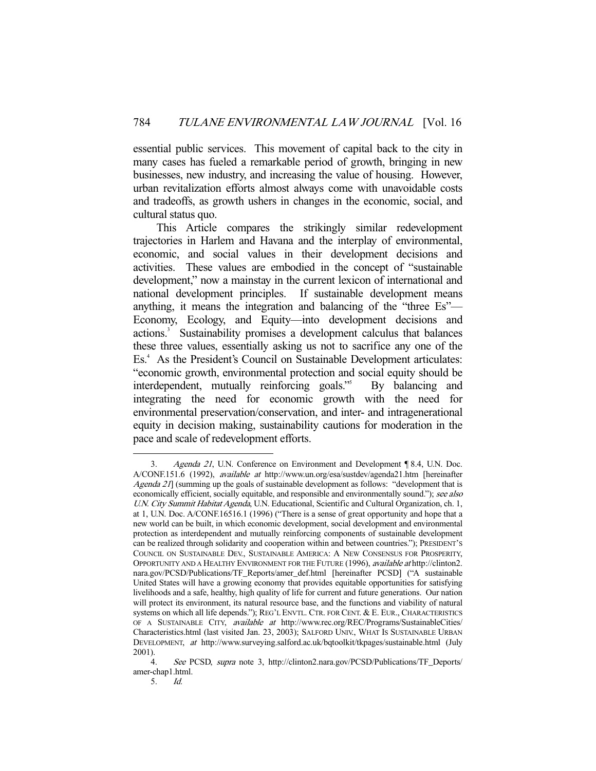essential public services. This movement of capital back to the city in many cases has fueled a remarkable period of growth, bringing in new businesses, new industry, and increasing the value of housing. However, urban revitalization efforts almost always come with unavoidable costs and tradeoffs, as growth ushers in changes in the economic, social, and cultural status quo.

This Article compares the strikingly similar redevelopment trajectories in Harlem and Havana and the interplay of environmental, economic, and social values in their development decisions and activities. These values are embodied in the concept of "sustainable development," now a mainstay in the current lexicon of international and national development principles. If sustainable development means anything, it means the integration and balancing of the "three Es"—Economy, Ecology, and Equity—into development decisions and actions.[3] Sustainability promises a development calculus that balances these three values, essentially asking us not to sacrifice any one of the Es.[4] As the President's Council on Sustainable Development articulates: "economic growth, environmental protection and social equity should be interdependent, mutually reinforcing goals."[5] By balancing and integrating the need for economic growth with the need for environmental preservation/conservation, and inter- and intragenerational equity in decision making, sustainability cautions for moderation in the pace and scale of redevelopment efforts.

---

3. *Agenda 21*, U.N. Conference on Environment and Development ¶ 8.4, U.N. Doc. A/CONF.151.6 (1992), *available at* http://www.un.org/esa/sustdev/agenda21.htm [hereinafter *Agenda 21*] (summing up the goals of sustainable development as follows: "development that is economically efficient, socially equitable, and responsible and environmentally sound."); *see also U.N. City Summit Habitat Agenda*, U.N. Educational, Scientific and Cultural Organization, ch. 1, at 1, U.N. Doc. A/CONF.16516.1 (1996) ("There is a sense of great opportunity and hope that a new world can be built, in which economic development, social development and environmental protection as interdependent and mutually reinforcing components of sustainable development can be realized through solidarity and cooperation within and between countries."); PRESIDENT'S COUNCIL ON SUSTAINABLE DEV., SUSTAINABLE AMERICA: A NEW CONSENSUS FOR PROSPERITY, OPPORTUNITY AND A HEALTHY ENVIRONMENT FOR THE FUTURE (1996), *available at* http://clinton2.nara.gov/PCSD/Publications/TF_Reports/amer_def.html [hereinafter PCSD] ("A sustainable United States will have a growing economy that provides equitable opportunities for satisfying livelihoods and a safe, healthy, high quality of life for current and future generations. Our nation will protect its environment, its natural resource base, and the functions and viability of natural systems on which all life depends."); REG'L ENVTL. CTR. FOR CENT. & E. EUR., CHARACTERISTICS OF A SUSTAINABLE CITY, *available at* http://www.rec.org/REC/Programs/SustainableCities/Characteristics.html (last visited Jan. 23, 2003); SALFORD UNIV., WHAT IS SUSTAINABLE URBAN DEVELOPMENT, *at* http://www.surveying.salford.ac.uk/bqtoolkit/tkpages/sustainable.html (July 2001).

4. *See* PCSD, *supra* note 3, http://clinton2.nara.gov/PCSD/Publications/TF_Deports/amer-chap1.html.

5. *Id.*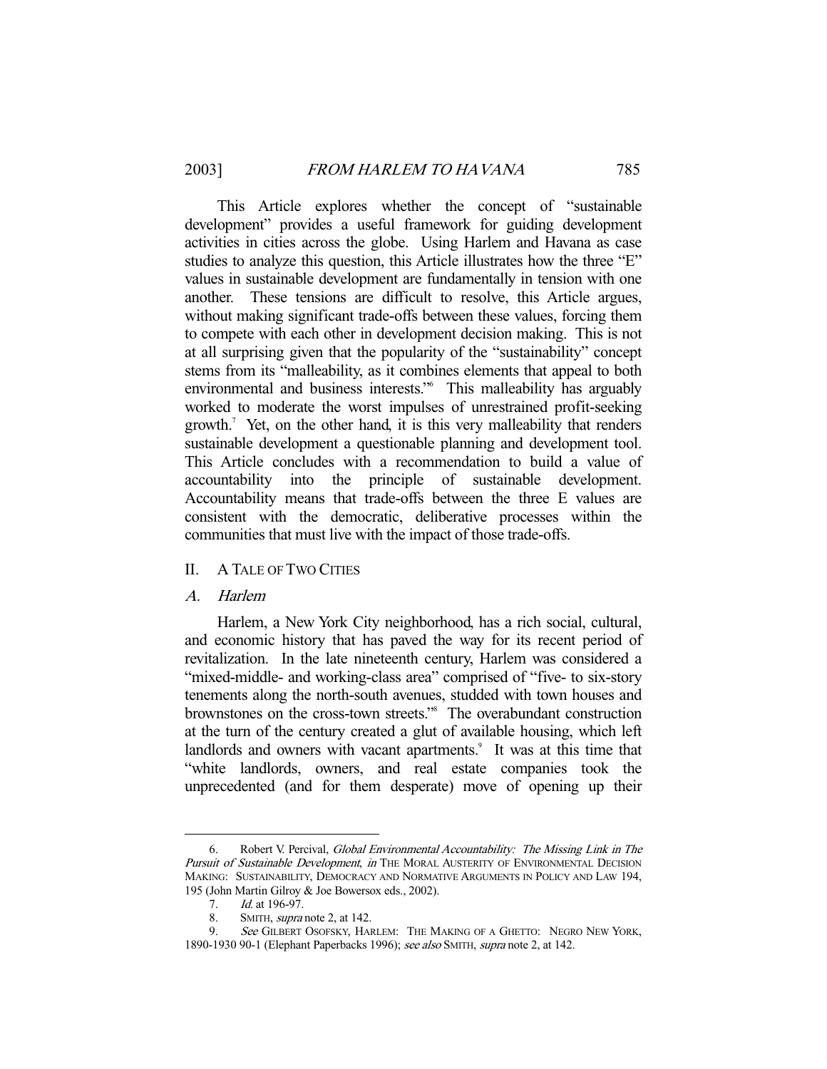This Article explores whether the concept of "sustainable development" provides a useful framework for guiding development activities in cities across the globe. Using Harlem and Havana as case studies to analyze this question, this Article illustrates how the three "E" values in sustainable development are fundamentally in tension with one another. These tensions are difficult to resolve, this Article argues, without making significant trade-offs between these values, forcing them to compete with each other in development decision making. This is not at all surprising given that the popularity of the "sustainability" concept stems from its "malleability, as it combines elements that appeal to both environmental and business interests."[6] This malleability has arguably worked to moderate the worst impulses of unrestrained profit-seeking growth.[7] Yet, on the other hand, it is this very malleability that renders sustainable development a questionable planning and development tool. This Article concludes with a recommendation to build a value of accountability into the principle of sustainable development. Accountability means that trade-offs between the three E values are consistent with the democratic, deliberative processes within the communities that must live with the impact of those trade-offs.

## II. A TALE OF TWO CITIES

### A. *Harlem*

Harlem, a New York City neighborhood, has a rich social, cultural, and economic history that has paved the way for its recent period of revitalization. In the late nineteenth century, Harlem was considered a "mixed-middle- and working-class area" comprised of "five- to six-story tenements along the north-south avenues, studded with town houses and brownstones on the cross-town streets."[8] The overabundant construction at the turn of the century created a glut of available housing, which left landlords and owners with vacant apartments.[9] It was at this time that "white landlords, owners, and real estate companies took the unprecedented (and for them desperate) move of opening up their

---

6. Robert V. Percival, *Global Environmental Accountability: The Missing Link in The Pursuit of Sustainable Development*, *in* THE MORAL AUSTERITY OF ENVIRONMENTAL DECISION MAKING: SUSTAINABILITY, DEMOCRACY AND NORMATIVE ARGUMENTS IN POLICY AND LAW 194, 195 (John Martin Gilroy & Joe Bowersox eds., 2002).

7. *Id.* at 196-97.

8. SMITH, *supra* note 2, at 142.

9. *See* GILBERT OSOFSKY, HARLEM: THE MAKING OF A GHETTO: NEGRO NEW YORK, 1890-1930 90-1 (Elephant Paperbacks 1996); *see also* SMITH, *supra* note 2, at 142.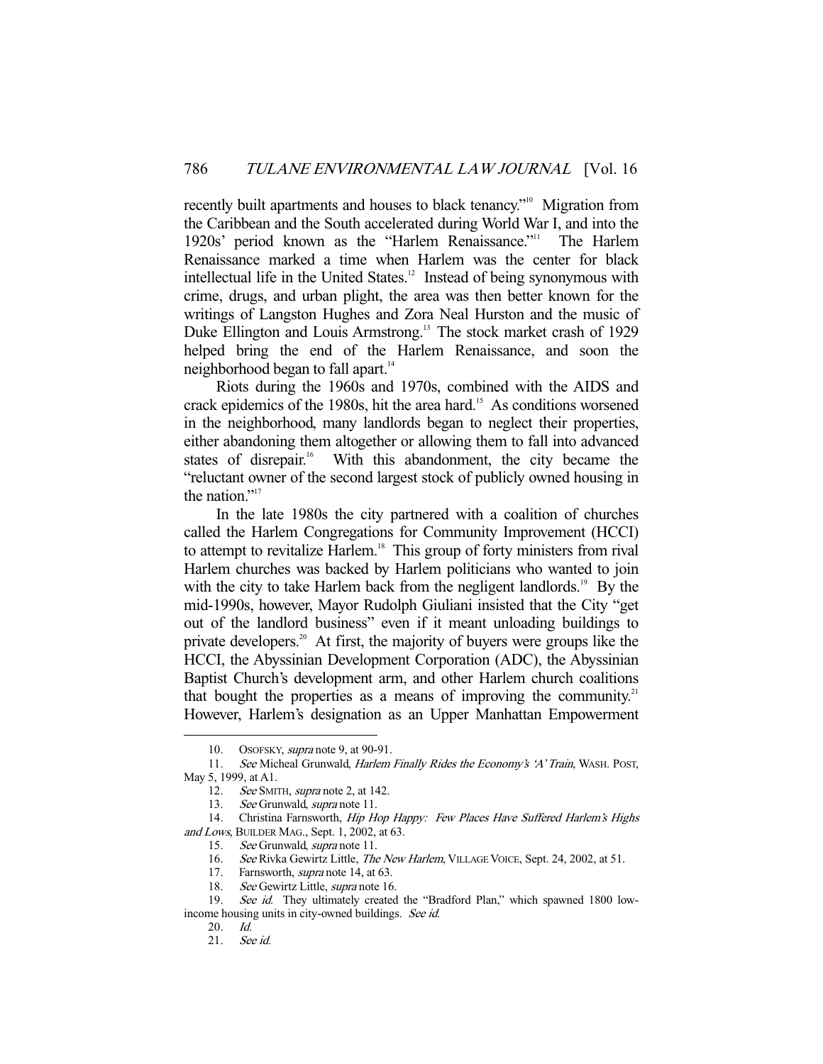recently built apartments and houses to black tenancy."[10] Migration from the Caribbean and the South accelerated during World War I, and into the 1920s' period known as the "Harlem Renaissance."[11] The Harlem Renaissance marked a time when Harlem was the center for black intellectual life in the United States.[12] Instead of being synonymous with crime, drugs, and urban plight, the area was then better known for the writings of Langston Hughes and Zora Neal Hurston and the music of Duke Ellington and Louis Armstrong.[13] The stock market crash of 1929 helped bring the end of the Harlem Renaissance, and soon the neighborhood began to fall apart.[14]

Riots during the 1960s and 1970s, combined with the AIDS and crack epidemics of the 1980s, hit the area hard.[15] As conditions worsened in the neighborhood, many landlords began to neglect their properties, either abandoning them altogether or allowing them to fall into advanced states of disrepair.[16] With this abandonment, the city became the "reluctant owner of the second largest stock of publicly owned housing in the nation."[17]

In the late 1980s the city partnered with a coalition of churches called the Harlem Congregations for Community Improvement (HCCI) to attempt to revitalize Harlem.[18] This group of forty ministers from rival Harlem churches was backed by Harlem politicians who wanted to join with the city to take Harlem back from the negligent landlords.[19] By the mid-1990s, however, Mayor Rudolph Giuliani insisted that the City "get out of the landlord business" even if it meant unloading buildings to private developers.[20] At first, the majority of buyers were groups like the HCCI, the Abyssinian Development Corporation (ADC), the Abyssinian Baptist Church's development arm, and other Harlem church coalitions that bought the properties as a means of improving the community.[21] However, Harlem's designation as an Upper Manhattan Empowerment

---

10. OSOFSKY, *supra* note 9, at 90-91.
11. *See* Micheal Grunwald, *Harlem Finally Rides the Economy's 'A' Train*, WASH. POST, May 5, 1999, at A1.
12. *See* SMITH, *supra* note 2, at 142.
13. *See* Grunwald, *supra* note 11.
14. Christina Farnsworth, *Hip Hop Happy: Few Places Have Suffered Harlem's Highs and Lows*, BUILDER MAG., Sept. 1, 2002, at 63.
15. *See* Grunwald, *supra* note 11.
16. *See* Rivka Gewirtz Little, *The New Harlem*, VILLAGE VOICE, Sept. 24, 2002, at 51.
17. Farnsworth, *supra* note 14, at 63.
18. *See* Gewirtz Little, *supra* note 16.
19. *See id.* They ultimately created the "Bradford Plan," which spawned 1800 low-income housing units in city-owned buildings. *See id.*
20. *Id.*
21. *See id.*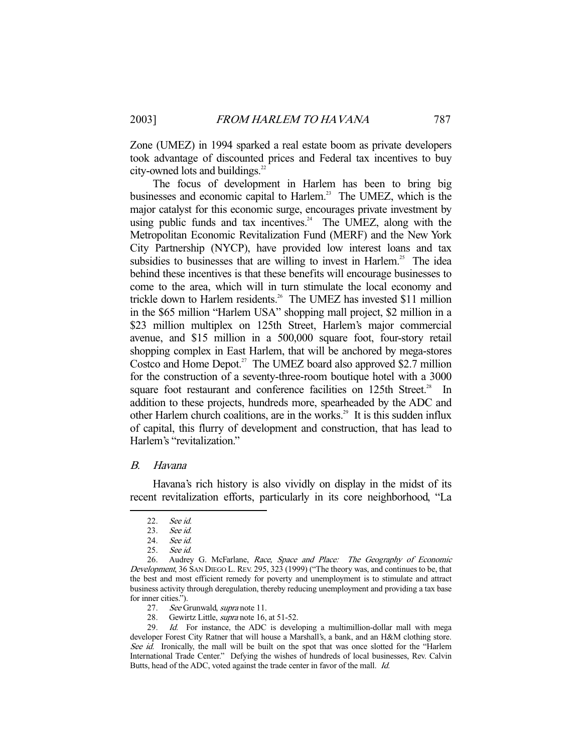Zone (UMEZ) in 1994 sparked a real estate boom as private developers took advantage of discounted prices and Federal tax incentives to buy city-owned lots and buildings.[22]

The focus of development in Harlem has been to bring big businesses and economic capital to Harlem.[23] The UMEZ, which is the major catalyst for this economic surge, encourages private investment by using public funds and tax incentives.[24] The UMEZ, along with the Metropolitan Economic Revitalization Fund (MERF) and the New York City Partnership (NYCP), have provided low interest loans and tax subsidies to businesses that are willing to invest in Harlem.[25] The idea behind these incentives is that these benefits will encourage businesses to come to the area, which will in turn stimulate the local economy and trickle down to Harlem residents.[26] The UMEZ has invested $11 million in the $65 million "Harlem USA" shopping mall project, $2 million in a $23 million multiplex on 125th Street, Harlem's major commercial avenue, and $15 million in a 500,000 square foot, four-story retail shopping complex in East Harlem, that will be anchored by mega-stores Costco and Home Depot.[27] The UMEZ board also approved $2.7 million for the construction of a seventy-three-room boutique hotel with a 3000 square foot restaurant and conference facilities on 125th Street.[28] In addition to these projects, hundreds more, spearheaded by the ADC and other Harlem church coalitions, are in the works.[29] It is this sudden influx of capital, this flurry of development and construction, that has lead to Harlem's "revitalization."

### *B. Havana*

Havana's rich history is also vividly on display in the midst of its recent revitalization efforts, particularly in its core neighborhood, "La

---

22. *See id.*

23. *See id.*

24. *See id.*

25. *See id.*

26. Audrey G. McFarlane, *Race, Space and Place: The Geography of Economic Development*, 36 SAN DIEGO L. REV. 295, 323 (1999) ("The theory was, and continues to be, that the best and most efficient remedy for poverty and unemployment is to stimulate and attract business activity through deregulation, thereby reducing unemployment and providing a tax base for inner cities.").

27. *See* Grunwald, *supra* note 11.

28. Gewirtz Little, *supra* note 16, at 51-52.

29. *Id.* For instance, the ADC is developing a multimillion-dollar mall with mega developer Forest City Ratner that will house a Marshall's, a bank, and an H&M clothing store. *See id.* Ironically, the mall will be built on the spot that was once slotted for the "Harlem International Trade Center." Defying the wishes of hundreds of local businesses, Rev. Calvin Butts, head of the ADC, voted against the trade center in favor of the mall. *Id.*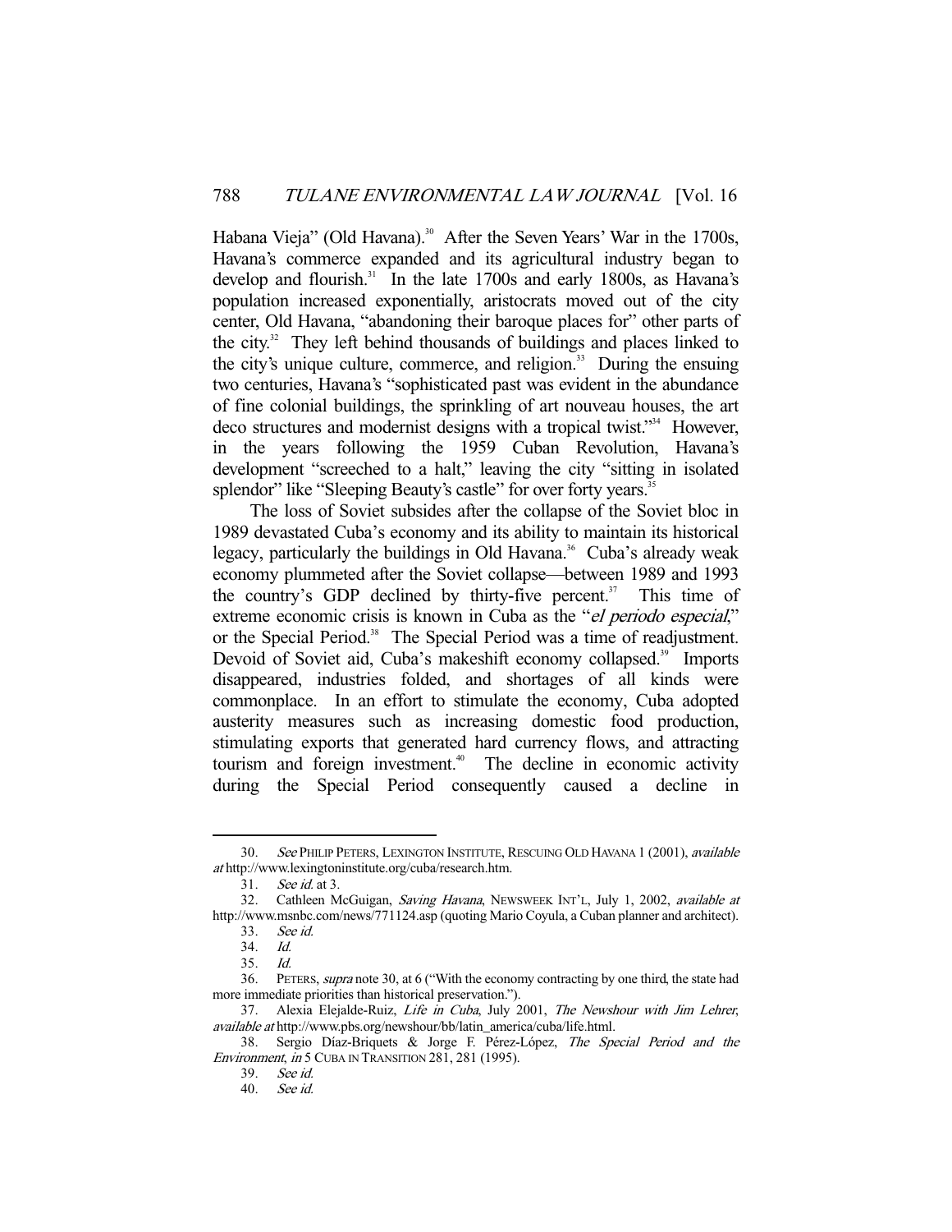Habana Vieja" (Old Havana).[30] After the Seven Years' War in the 1700s, Havana's commerce expanded and its agricultural industry began to develop and flourish.[31] In the late 1700s and early 1800s, as Havana's population increased exponentially, aristocrats moved out of the city center, Old Havana, "abandoning their baroque places for" other parts of the city.[32] They left behind thousands of buildings and places linked to the city's unique culture, commerce, and religion.[33] During the ensuing two centuries, Havana's "sophisticated past was evident in the abundance of fine colonial buildings, the sprinkling of art nouveau houses, the art deco structures and modernist designs with a tropical twist."[34] However, in the years following the 1959 Cuban Revolution, Havana's development "screeched to a halt," leaving the city "sitting in isolated splendor" like "Sleeping Beauty's castle" for over forty years.[35]

The loss of Soviet subsides after the collapse of the Soviet bloc in 1989 devastated Cuba's economy and its ability to maintain its historical legacy, particularly the buildings in Old Havana.[36] Cuba's already weak economy plummeted after the Soviet collapse—between 1989 and 1993 the country's GDP declined by thirty-five percent.[37] This time of extreme economic crisis is known in Cuba as the "*el periodo especial*," or the Special Period.[38] The Special Period was a time of readjustment. Devoid of Soviet aid, Cuba's makeshift economy collapsed.[39] Imports disappeared, industries folded, and shortages of all kinds were commonplace. In an effort to stimulate the economy, Cuba adopted austerity measures such as increasing domestic food production, stimulating exports that generated hard currency flows, and attracting tourism and foreign investment.[40] The decline in economic activity during the Special Period consequently caused a decline in

---

30. *See* PHILIP PETERS, LEXINGTON INSTITUTE, RESCUING OLD HAVANA 1 (2001), *available at* http://www.lexingtoninstitute.org/cuba/research.htm.

31. *See id.* at 3.

32. Cathleen McGuigan, *Saving Havana*, NEWSWEEK INT'L, July 1, 2002, *available at* http://www.msnbc.com/news/771124.asp (quoting Mario Coyula, a Cuban planner and architect).

33. *See id.*

34. *Id.*

35. *Id.*

36. PETERS, *supra* note 30, at 6 ("With the economy contracting by one third, the state had more immediate priorities than historical preservation.").

37. Alexia Elejalde-Ruiz, *Life in Cuba*, July 2001, *The Newshour with Jim Lehrer*, *available at* http://www.pbs.org/newshour/bb/latin_america/cuba/life.html.

38. Sergio Díaz-Briquets & Jorge F. Pérez-López, *The Special Period and the Environment*, *in* 5 CUBA IN TRANSITION 281, 281 (1995).

39. *See id.*

40. *See id.*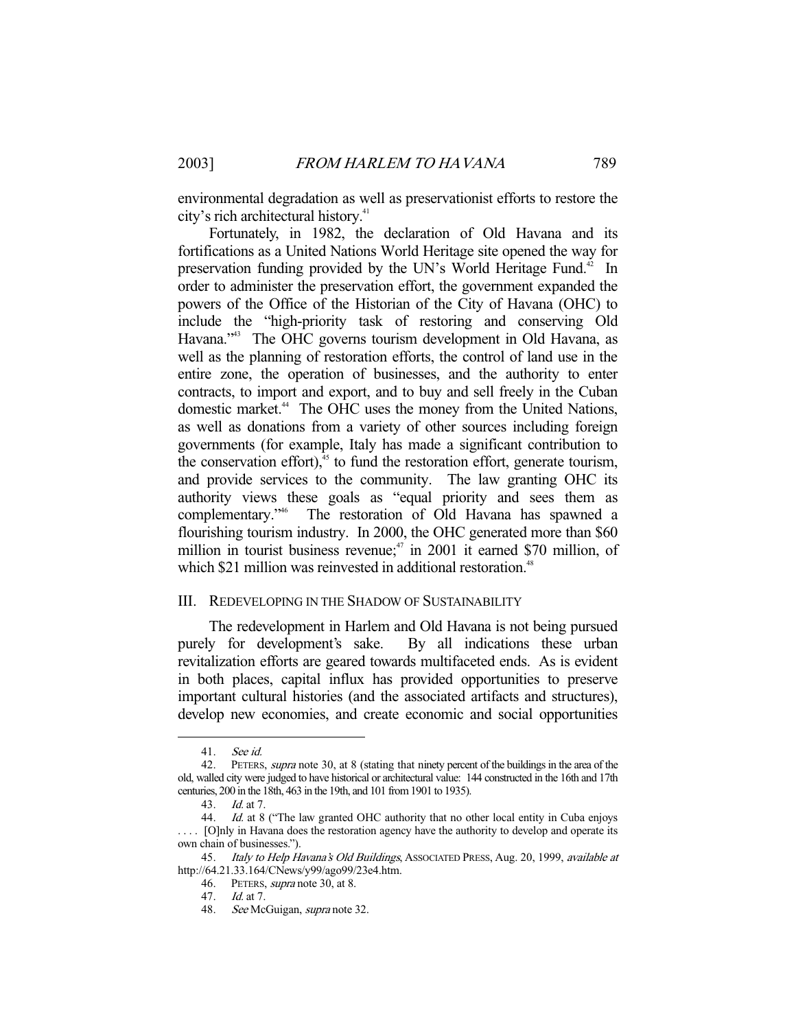environmental degradation as well as preservationist efforts to restore the city's rich architectural history.[41]

Fortunately, in 1982, the declaration of Old Havana and its fortifications as a United Nations World Heritage site opened the way for preservation funding provided by the UN's World Heritage Fund.[42] In order to administer the preservation effort, the government expanded the powers of the Office of the Historian of the City of Havana (OHC) to include the "high-priority task of restoring and conserving Old Havana."[43] The OHC governs tourism development in Old Havana, as well as the planning of restoration efforts, the control of land use in the entire zone, the operation of businesses, and the authority to enter contracts, to import and export, and to buy and sell freely in the Cuban domestic market.[44] The OHC uses the money from the United Nations, as well as donations from a variety of other sources including foreign governments (for example, Italy has made a significant contribution to the conservation effort),[45] to fund the restoration effort, generate tourism, and provide services to the community. The law granting OHC its authority views these goals as "equal priority and sees them as complementary."[46] The restoration of Old Havana has spawned a flourishing tourism industry. In 2000, the OHC generated more than $60 million in tourist business revenue;[47] in 2001 it earned $70 million, of which $21 million was reinvested in additional restoration.[48]

## III. REDEVELOPING IN THE SHADOW OF SUSTAINABILITY

The redevelopment in Harlem and Old Havana is not being pursued purely for development's sake. By all indications these urban revitalization efforts are geared towards multifaceted ends. As is evident in both places, capital influx has provided opportunities to preserve important cultural histories (and the associated artifacts and structures), develop new economies, and create economic and social opportunities

---

41. *See id.*

42. PETERS, *supra* note 30, at 8 (stating that ninety percent of the buildings in the area of the old, walled city were judged to have historical or architectural value: 144 constructed in the 16th and 17th centuries, 200 in the 18th, 463 in the 19th, and 101 from 1901 to 1935).

43. *Id.* at 7.

44. *Id.* at 8 ("The law granted OHC authority that no other local entity in Cuba enjoys . . . . [O]nly in Havana does the restoration agency have the authority to develop and operate its own chain of businesses.").

45. *Italy to Help Havana's Old Buildings*, ASSOCIATED PRESS, Aug. 20, 1999, *available at* http://64.21.33.164/CNews/y99/ago99/23e4.htm.

46. PETERS, *supra* note 30, at 8.

47. *Id.* at 7.

48. *See* McGuigan, *supra* note 32.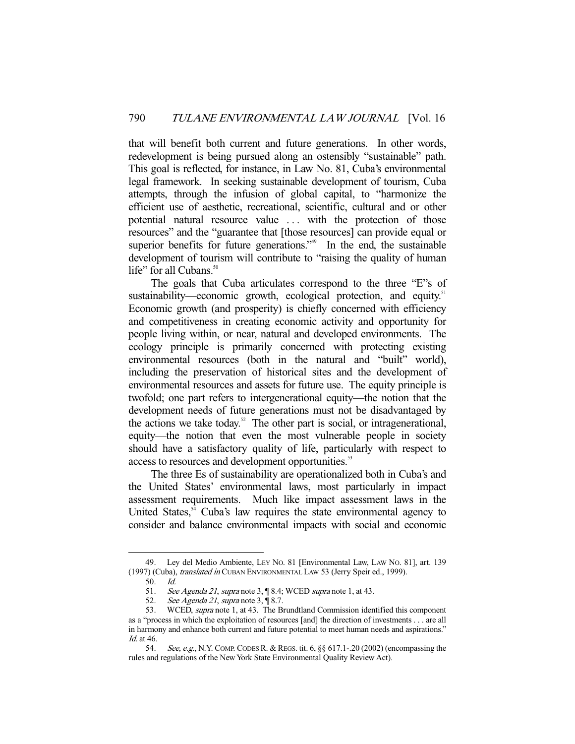that will benefit both current and future generations. In other words, redevelopment is being pursued along an ostensibly "sustainable" path. This goal is reflected, for instance, in Law No. 81, Cuba's environmental legal framework. In seeking sustainable development of tourism, Cuba attempts, through the infusion of global capital, to "harmonize the efficient use of aesthetic, recreational, scientific, cultural and or other potential natural resource value . . . with the protection of those resources" and the "guarantee that [those resources] can provide equal or superior benefits for future generations."[49] In the end, the sustainable development of tourism will contribute to "raising the quality of human life" for all Cubans.[50]

The goals that Cuba articulates correspond to the three "E"s of sustainability—economic growth, ecological protection, and equity.[51] Economic growth (and prosperity) is chiefly concerned with efficiency and competitiveness in creating economic activity and opportunity for people living within, or near, natural and developed environments. The ecology principle is primarily concerned with protecting existing environmental resources (both in the natural and "built" world), including the preservation of historical sites and the development of environmental resources and assets for future use. The equity principle is twofold; one part refers to intergenerational equity—the notion that the development needs of future generations must not be disadvantaged by the actions we take today.[52] The other part is social, or intragenerational, equity—the notion that even the most vulnerable people in society should have a satisfactory quality of life, particularly with respect to access to resources and development opportunities.[53]

The three Es of sustainability are operationalized both in Cuba's and the United States' environmental laws, most particularly in impact assessment requirements. Much like impact assessment laws in the United States,[54] Cuba's law requires the state environmental agency to consider and balance environmental impacts with social and economic

---

49. Ley del Medio Ambiente, LEY NO. 81 [Environmental Law, LAW NO. 81], art. 139 (1997) (Cuba), *translated in* CUBAN ENVIRONMENTAL LAW 53 (Jerry Speir ed., 1999).

50. *Id.*

51. *See Agenda 21*, *supra* note 3, ¶ 8.4; WCED *supra* note 1, at 43.

52. *See Agenda 21*, *supra* note 3, ¶ 8.7.

53. WCED, *supra* note 1, at 43. The Brundtland Commission identified this component as a "process in which the exploitation of resources [and] the direction of investments . . . are all in harmony and enhance both current and future potential to meet human needs and aspirations." *Id.* at 46.

54. *See, e.g.*, N.Y. COMP. CODES R. & REGS. tit. 6, §§ 617.1-.20 (2002) (encompassing the rules and regulations of the New York State Environmental Quality Review Act).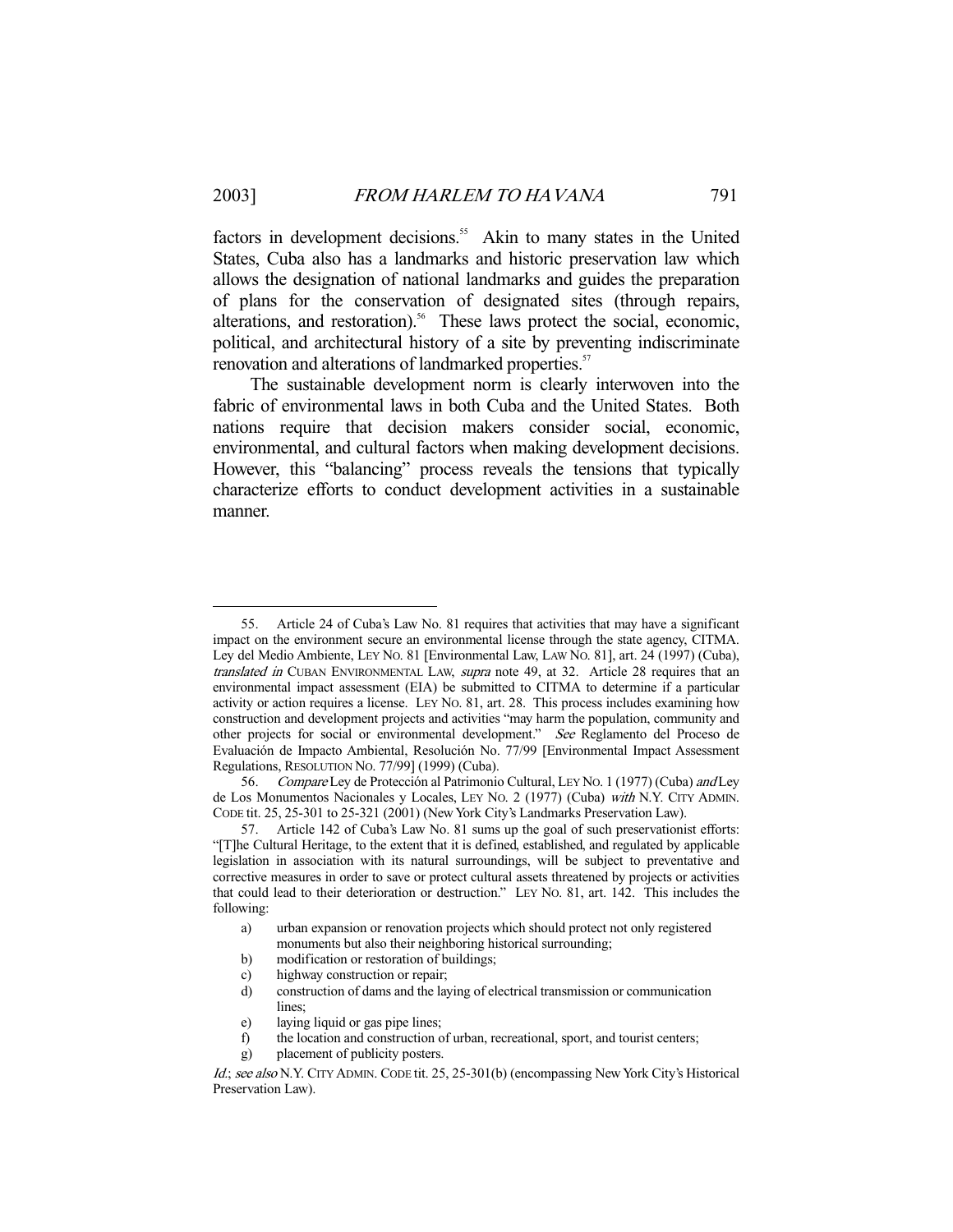factors in development decisions.[55] Akin to many states in the United States, Cuba also has a landmarks and historic preservation law which allows the designation of national landmarks and guides the preparation of plans for the conservation of designated sites (through repairs, alterations, and restoration).[56] These laws protect the social, economic, political, and architectural history of a site by preventing indiscriminate renovation and alterations of landmarked properties.[57]

The sustainable development norm is clearly interwoven into the fabric of environmental laws in both Cuba and the United States. Both nations require that decision makers consider social, economic, environmental, and cultural factors when making development decisions. However, this "balancing" process reveals the tensions that typically characterize efforts to conduct development activities in a sustainable manner.

---

55. Article 24 of Cuba's Law No. 81 requires that activities that may have a significant impact on the environment secure an environmental license through the state agency, CITMA. Ley del Medio Ambiente, LEY NO. 81 [Environmental Law, LAW NO. 81], art. 24 (1997) (Cuba), *translated in* CUBAN ENVIRONMENTAL LAW, *supra* note 49, at 32. Article 28 requires that an environmental impact assessment (EIA) be submitted to CITMA to determine if a particular activity or action requires a license. LEY NO. 81, art. 28. This process includes examining how construction and development projects and activities "may harm the population, community and other projects for social or environmental development." *See* Reglamento del Proceso de Evaluación de Impacto Ambiental, Resolución No. 77/99 [Environmental Impact Assessment Regulations, RESOLUTION NO. 77/99] (1999) (Cuba).

56. *Compare* Ley de Protección al Patrimonio Cultural, LEY NO. 1 (1977) (Cuba) *and* Ley de Los Monumentos Nacionales y Locales, LEY NO. 2 (1977) (Cuba) *with* N.Y. CITY ADMIN. CODE tit. 25, 25-301 to 25-321 (2001) (New York City's Landmarks Preservation Law).

57. Article 142 of Cuba's Law No. 81 sums up the goal of such preservationist efforts: "[T]he Cultural Heritage, to the extent that it is defined, established, and regulated by applicable legislation in association with its natural surroundings, will be subject to preventative and corrective measures in order to save or protect cultural assets threatened by projects or activities that could lead to their deterioration or destruction." LEY NO. 81, art. 142. This includes the following:

a) urban expansion or renovation projects which should protect not only registered monuments but also their neighboring historical surrounding;
b) modification or restoration of buildings;
c) highway construction or repair;
d) construction of dams and the laying of electrical transmission or communication lines;
e) laying liquid or gas pipe lines;
f) the location and construction of urban, recreational, sport, and tourist centers;
g) placement of publicity posters.

*Id.*; *see also* N.Y. CITY ADMIN. CODE tit. 25, 25-301(b) (encompassing New York City's Historical Preservation Law).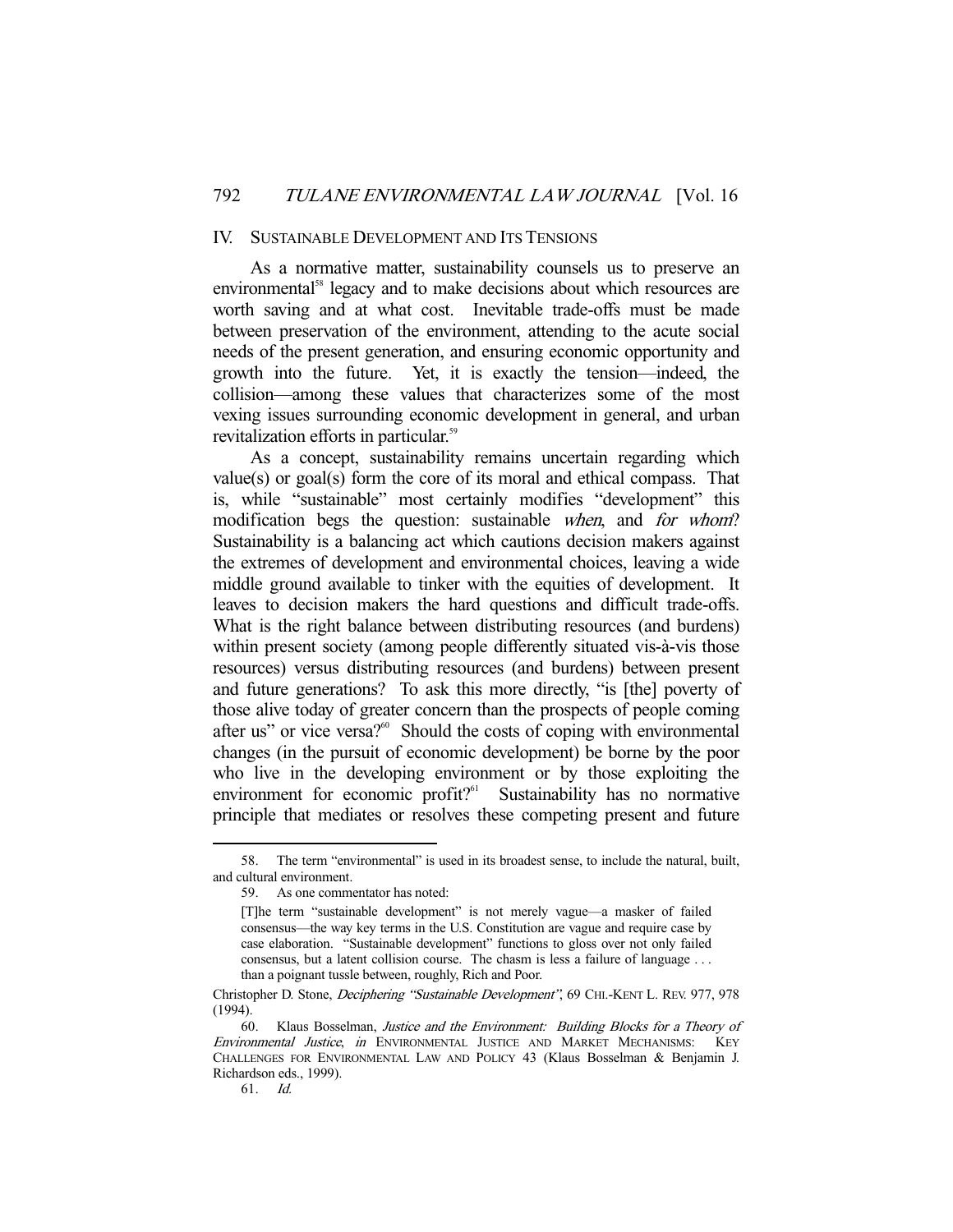## IV. Sustainable Development and Its Tensions

As a normative matter, sustainability counsels us to preserve an environmental[58] legacy and to make decisions about which resources are worth saving and at what cost. Inevitable trade-offs must be made between preservation of the environment, attending to the acute social needs of the present generation, and ensuring economic opportunity and growth into the future. Yet, it is exactly the tension—indeed, the collision—among these values that characterizes some of the most vexing issues surrounding economic development in general, and urban revitalization efforts in particular.[59]

As a concept, sustainability remains uncertain regarding which value(s) or goal(s) form the core of its moral and ethical compass. That is, while "sustainable" most certainly modifies "development" this modification begs the question: sustainable *when*, and *for whom*? Sustainability is a balancing act which cautions decision makers against the extremes of development and environmental choices, leaving a wide middle ground available to tinker with the equities of development. It leaves to decision makers the hard questions and difficult trade-offs. What is the right balance between distributing resources (and burdens) within present society (among people differently situated vis-à-vis those resources) versus distributing resources (and burdens) between present and future generations? To ask this more directly, "is [the] poverty of those alive today of greater concern than the prospects of people coming after us" or vice versa?[60] Should the costs of coping with environmental changes (in the pursuit of economic development) be borne by the poor who live in the developing environment or by those exploiting the environment for economic profit?[61] Sustainability has no normative principle that mediates or resolves these competing present and future

---

58. The term "environmental" is used in its broadest sense, to include the natural, built, and cultural environment.

59. As one commentator has noted:

> [T]he term "sustainable development" is not merely vague—a masker of failed consensus—the way key terms in the U.S. Constitution are vague and require case by case elaboration. "Sustainable development" functions to gloss over not only failed consensus, but a latent collision course. The chasm is less a failure of language . . . than a poignant tussle between, roughly, Rich and Poor.

Christopher D. Stone, *Deciphering "Sustainable Development"*, 69 CHI.-KENT L. REV. 977, 978 (1994).

60. Klaus Bosselman, *Justice and the Environment: Building Blocks for a Theory of Environmental Justice*, *in* ENVIRONMENTAL JUSTICE AND MARKET MECHANISMS: KEY CHALLENGES FOR ENVIRONMENTAL LAW AND POLICY 43 (Klaus Bosselman & Benjamin J. Richardson eds., 1999).

61. *Id.*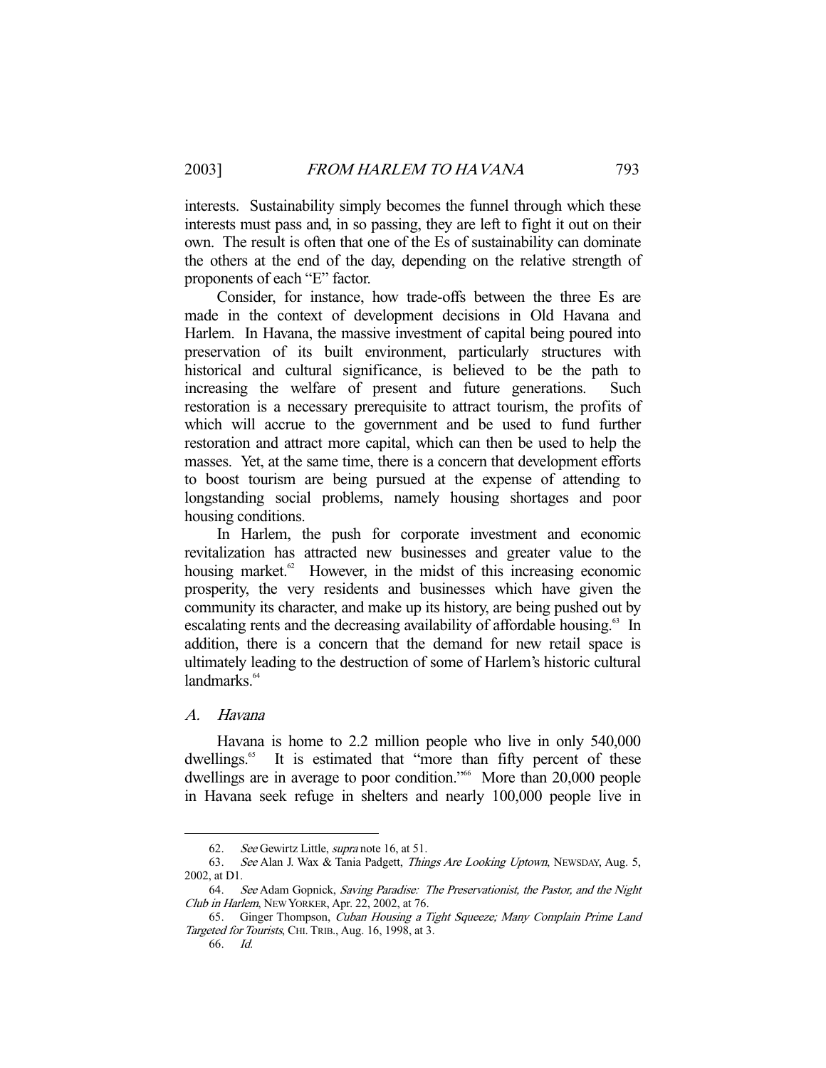interests. Sustainability simply becomes the funnel through which these interests must pass and, in so passing, they are left to fight it out on their own. The result is often that one of the Es of sustainability can dominate the others at the end of the day, depending on the relative strength of proponents of each "E" factor.

Consider, for instance, how trade-offs between the three Es are made in the context of development decisions in Old Havana and Harlem. In Havana, the massive investment of capital being poured into preservation of its built environment, particularly structures with historical and cultural significance, is believed to be the path to increasing the welfare of present and future generations. Such restoration is a necessary prerequisite to attract tourism, the profits of which will accrue to the government and be used to fund further restoration and attract more capital, which can then be used to help the masses. Yet, at the same time, there is a concern that development efforts to boost tourism are being pursued at the expense of attending to longstanding social problems, namely housing shortages and poor housing conditions.

In Harlem, the push for corporate investment and economic revitalization has attracted new businesses and greater value to the housing market.[62] However, in the midst of this increasing economic prosperity, the very residents and businesses which have given the community its character, and make up its history, are being pushed out by escalating rents and the decreasing availability of affordable housing.[63] In addition, there is a concern that the demand for new retail space is ultimately leading to the destruction of some of Harlem's historic cultural landmarks.[64]

### *A. Havana*

Havana is home to 2.2 million people who live in only 540,000 dwellings.[65] It is estimated that "more than fifty percent of these dwellings are in average to poor condition."[66] More than 20,000 people in Havana seek refuge in shelters and nearly 100,000 people live in

---

62. *See* Gewirtz Little, *supra* note 16, at 51.

63. *See* Alan J. Wax & Tania Padgett, *Things Are Looking Uptown*, NEWSDAY, Aug. 5, 2002, at D1.

64. *See* Adam Gopnick, *Saving Paradise: The Preservationist, the Pastor, and the Night Club in Harlem*, NEW YORKER, Apr. 22, 2002, at 76.

65. Ginger Thompson, *Cuban Housing a Tight Squeeze; Many Complain Prime Land Targeted for Tourists*, CHI. TRIB., Aug. 16, 1998, at 3.

66. *Id.*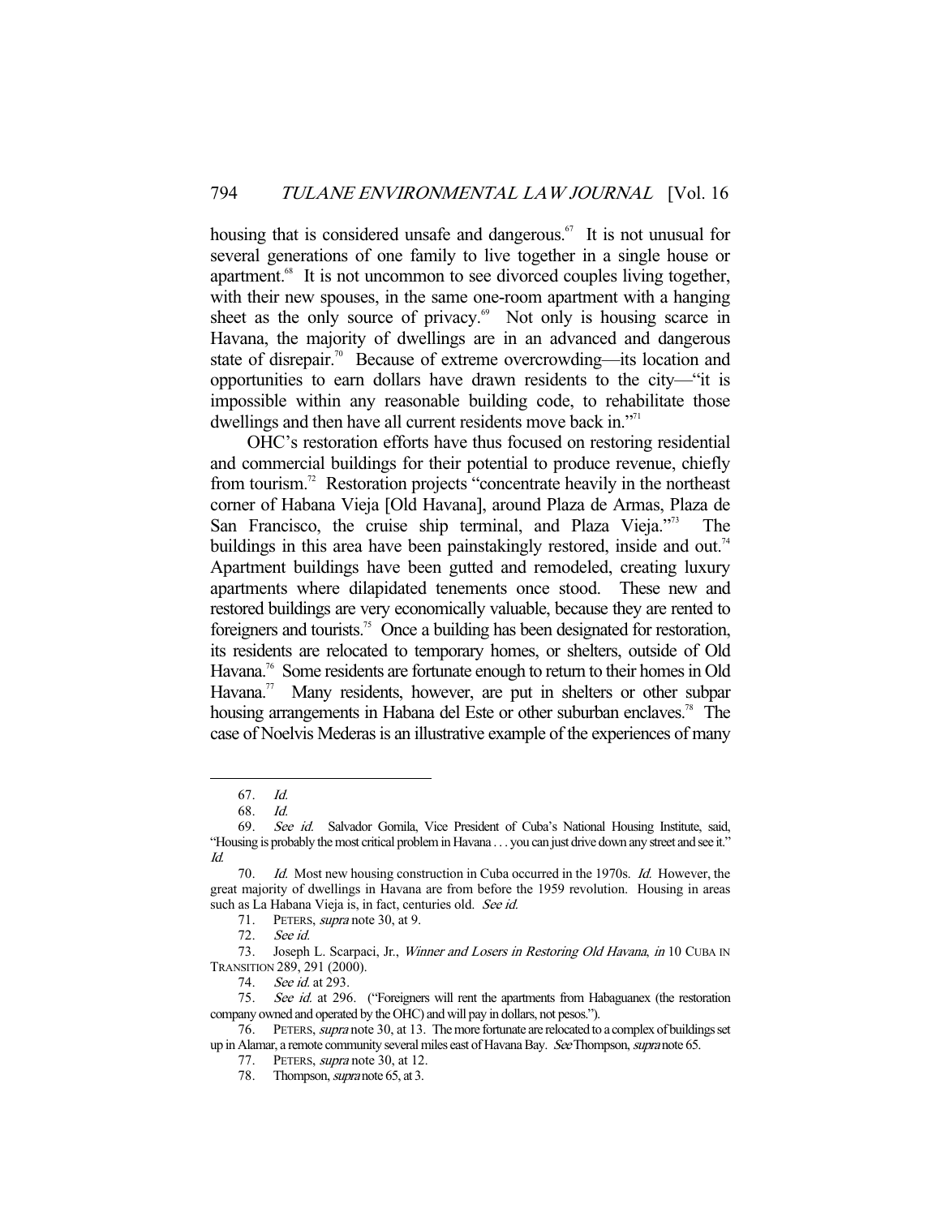housing that is considered unsafe and dangerous.[67] It is not unusual for several generations of one family to live together in a single house or apartment.[68] It is not uncommon to see divorced couples living together, with their new spouses, in the same one-room apartment with a hanging sheet as the only source of privacy.[69] Not only is housing scarce in Havana, the majority of dwellings are in an advanced and dangerous state of disrepair.[70] Because of extreme overcrowding—its location and opportunities to earn dollars have drawn residents to the city—"it is impossible within any reasonable building code, to rehabilitate those dwellings and then have all current residents move back in."[71]

OHC's restoration efforts have thus focused on restoring residential and commercial buildings for their potential to produce revenue, chiefly from tourism.[72] Restoration projects "concentrate heavily in the northeast corner of Habana Vieja [Old Havana], around Plaza de Armas, Plaza de San Francisco, the cruise ship terminal, and Plaza Vieja."[73] The buildings in this area have been painstakingly restored, inside and out.[74] Apartment buildings have been gutted and remodeled, creating luxury apartments where dilapidated tenements once stood. These new and restored buildings are very economically valuable, because they are rented to foreigners and tourists.[75] Once a building has been designated for restoration, its residents are relocated to temporary homes, or shelters, outside of Old Havana.[76] Some residents are fortunate enough to return to their homes in Old Havana.[77] Many residents, however, are put in shelters or other subpar housing arrangements in Habana del Este or other suburban enclaves.[78] The case of Noelvis Mederas is an illustrative example of the experiences of many

---

67. *Id.*

68. *Id.*

69. *See id.* Salvador Gomila, Vice President of Cuba's National Housing Institute, said, "Housing is probably the most critical problem in Havana . . . you can just drive down any street and see it." *Id.*

70. *Id.* Most new housing construction in Cuba occurred in the 1970s. *Id.* However, the great majority of dwellings in Havana are from before the 1959 revolution. Housing in areas such as La Habana Vieja is, in fact, centuries old. *See id.*

71. PETERS, *supra* note 30, at 9.

72. *See id.*

73. Joseph L. Scarpaci, Jr., *Winner and Losers in Restoring Old Havana*, *in* 10 CUBA IN TRANSITION 289, 291 (2000).

74. *See id.* at 293.

75. *See id.* at 296. ("Foreigners will rent the apartments from Habaguanex (the restoration company owned and operated by the OHC) and will pay in dollars, not pesos.").

76. PETERS, *supra* note 30, at 13. The more fortunate are relocated to a complex of buildings set up in Alamar, a remote community several miles east of Havana Bay. *See* Thompson, *supra* note 65.

77. PETERS, *supra* note 30, at 12.

78. Thompson, *supra* note 65, at 3.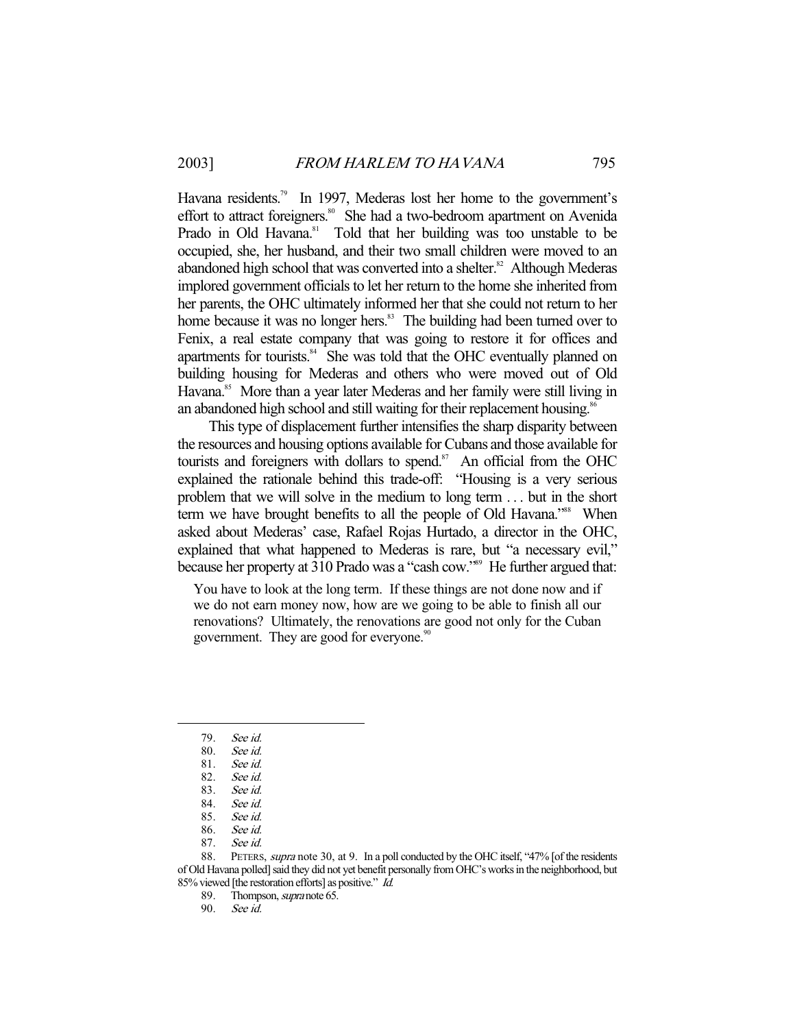Havana residents.[79] In 1997, Mederas lost her home to the government's effort to attract foreigners.[80] She had a two-bedroom apartment on Avenida Prado in Old Havana.[81] Told that her building was too unstable to be occupied, she, her husband, and their two small children were moved to an abandoned high school that was converted into a shelter.[82] Although Mederas implored government officials to let her return to the home she inherited from her parents, the OHC ultimately informed her that she could not return to her home because it was no longer hers.[83] The building had been turned over to Fenix, a real estate company that was going to restore it for offices and apartments for tourists.[84] She was told that the OHC eventually planned on building housing for Mederas and others who were moved out of Old Havana.[85] More than a year later Mederas and her family were still living in an abandoned high school and still waiting for their replacement housing.[86]

This type of displacement further intensifies the sharp disparity between the resources and housing options available for Cubans and those available for tourists and foreigners with dollars to spend.[87] An official from the OHC explained the rationale behind this trade-off: "Housing is a very serious problem that we will solve in the medium to long term . . . but in the short term we have brought benefits to all the people of Old Havana."[88] When asked about Mederas' case, Rafael Rojas Hurtado, a director in the OHC, explained that what happened to Mederas is rare, but "a necessary evil," because her property at 310 Prado was a "cash cow."[89] He further argued that:

> You have to look at the long term. If these things are not done now and if we do not earn money now, how are we going to be able to finish all our renovations? Ultimately, the renovations are good not only for the Cuban government. They are good for everyone.[90]

---

79. *See id.*
80. *See id.*
81. *See id.*
82. *See id.*
83. *See id.*
84. *See id.*
85. *See id.*
86. *See id.*
87. *See id.*
88. PETERS, *supra* note 30, at 9. In a poll conducted by the OHC itself, "47% [of the residents of Old Havana polled] said they did not yet benefit personally from OHC's works in the neighborhood, but 85% viewed [the restoration efforts] as positive." *Id.*
89. Thompson, *supra* note 65.
90. *See id.*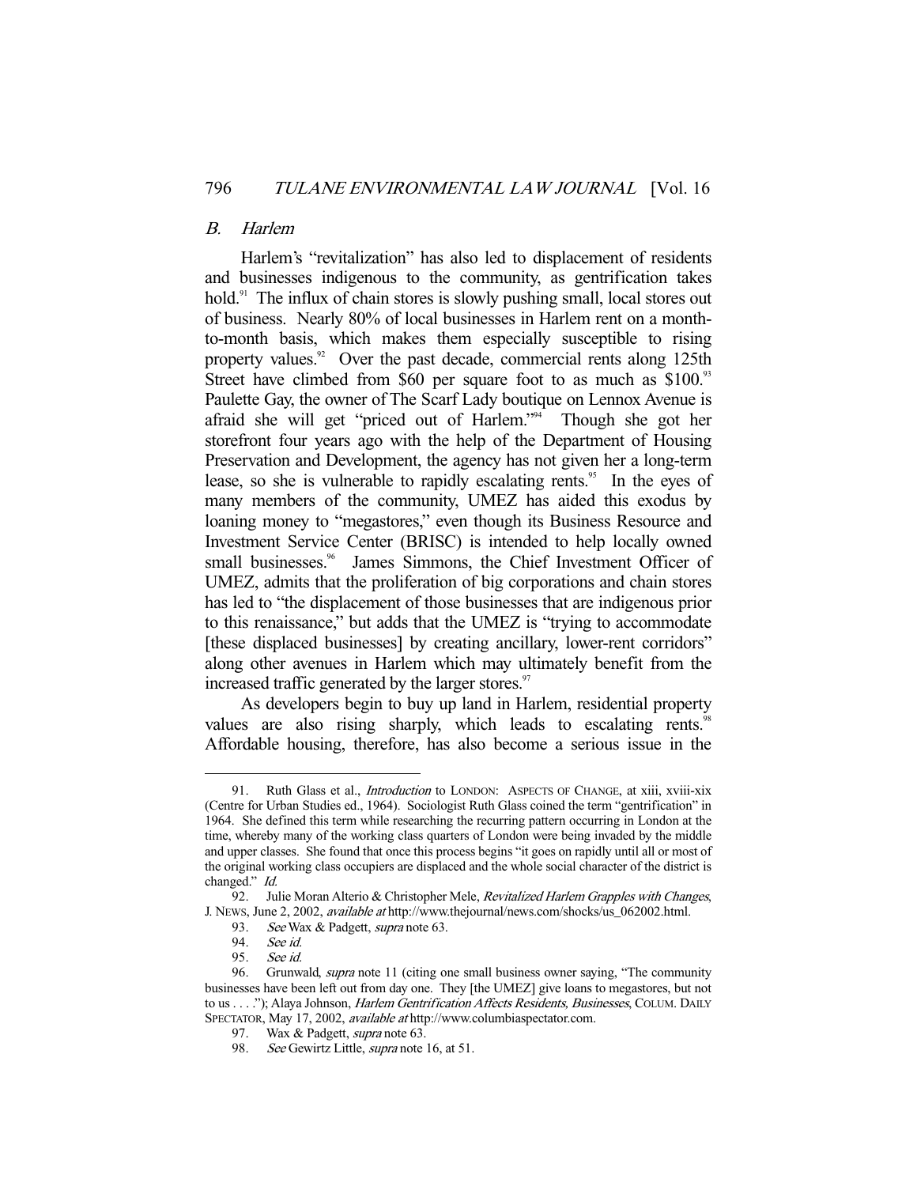## *B. Harlem*

Harlem's "revitalization" has also led to displacement of residents and businesses indigenous to the community, as gentrification takes hold.[91] The influx of chain stores is slowly pushing small, local stores out of business. Nearly 80% of local businesses in Harlem rent on a month-to-month basis, which makes them especially susceptible to rising property values.[92] Over the past decade, commercial rents along 125th Street have climbed from $60 per square foot to as much as $100.[93] Paulette Gay, the owner of The Scarf Lady boutique on Lennox Avenue is afraid she will get "priced out of Harlem."[94] Though she got her storefront four years ago with the help of the Department of Housing Preservation and Development, the agency has not given her a long-term lease, so she is vulnerable to rapidly escalating rents.[95] In the eyes of many members of the community, UMEZ has aided this exodus by loaning money to "megastores," even though its Business Resource and Investment Service Center (BRISC) is intended to help locally owned small businesses.[96] James Simmons, the Chief Investment Officer of UMEZ, admits that the proliferation of big corporations and chain stores has led to "the displacement of those businesses that are indigenous prior to this renaissance," but adds that the UMEZ is "trying to accommodate [these displaced businesses] by creating ancillary, lower-rent corridors" along other avenues in Harlem which may ultimately benefit from the increased traffic generated by the larger stores.[97]

As developers begin to buy up land in Harlem, residential property values are also rising sharply, which leads to escalating rents.[98] Affordable housing, therefore, has also become a serious issue in the

---

91. Ruth Glass et al., *Introduction* to LONDON: ASPECTS OF CHANGE, at xiii, xviii-xix (Centre for Urban Studies ed., 1964). Sociologist Ruth Glass coined the term "gentrification" in 1964. She defined this term while researching the recurring pattern occurring in London at the time, whereby many of the working class quarters of London were being invaded by the middle and upper classes. She found that once this process begins "it goes on rapidly until all or most of the original working class occupiers are displaced and the whole social character of the district is changed." *Id.*

92. Julie Moran Alterio & Christopher Mele, *Revitalized Harlem Grapples with Changes*, J. NEWS, June 2, 2002, *available at* http://www.thejournal/news.com/shocks/us_062002.html.

93. *See* Wax & Padgett, *supra* note 63.

94. *See id.*

95. *See id.*

96. Grunwald, *supra* note 11 (citing one small business owner saying, "The community businesses have been left out from day one. They [the UMEZ] give loans to megastores, but not to us . . . ."); Alaya Johnson, *Harlem Gentrification Affects Residents, Businesses*, COLUM. DAILY SPECTATOR, May 17, 2002, *available at* http://www.columbiaspectator.com.

97. Wax & Padgett, *supra* note 63.

98. *See* Gewirtz Little, *supra* note 16, at 51.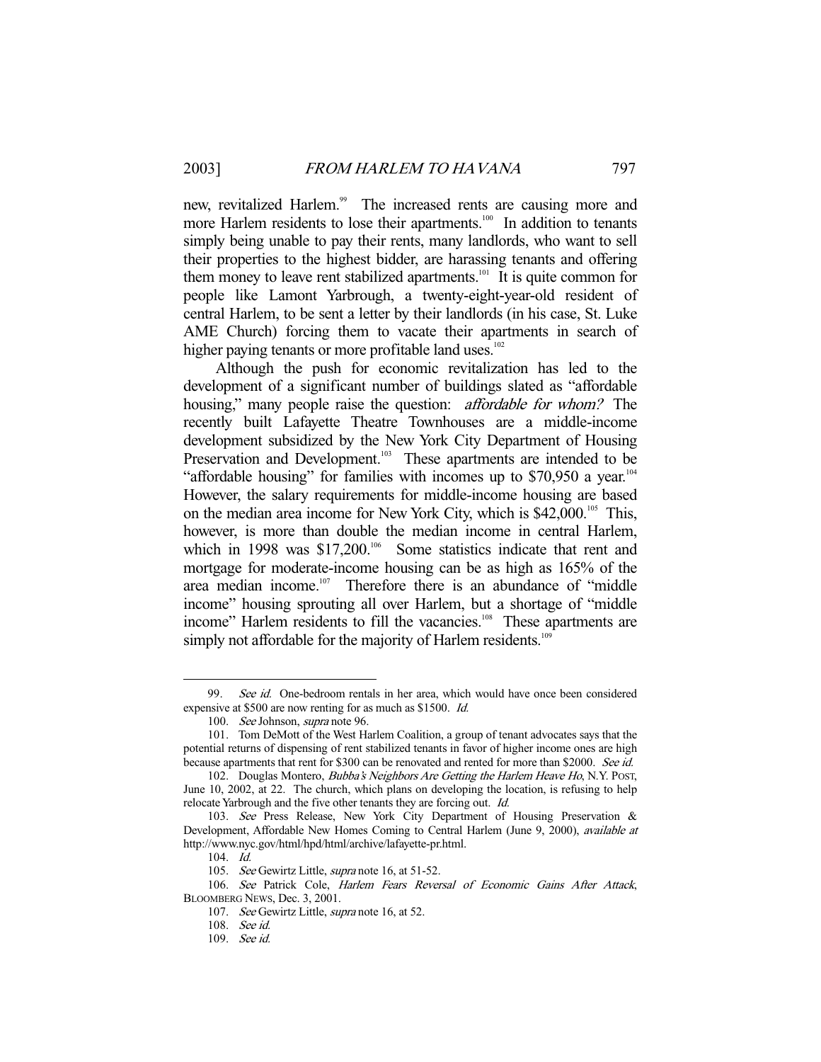new, revitalized Harlem.[99] The increased rents are causing more and more Harlem residents to lose their apartments.[100] In addition to tenants simply being unable to pay their rents, many landlords, who want to sell their properties to the highest bidder, are harassing tenants and offering them money to leave rent stabilized apartments.[101] It is quite common for people like Lamont Yarbrough, a twenty-eight-year-old resident of central Harlem, to be sent a letter by their landlords (in his case, St. Luke AME Church) forcing them to vacate their apartments in search of higher paying tenants or more profitable land uses.[102]

Although the push for economic revitalization has led to the development of a significant number of buildings slated as "affordable housing," many people raise the question: *affordable for whom?* The recently built Lafayette Theatre Townhouses are a middle-income development subsidized by the New York City Department of Housing Preservation and Development.[103] These apartments are intended to be "affordable housing" for families with incomes up to $70,950 a year.[104] However, the salary requirements for middle-income housing are based on the median area income for New York City, which is $42,000.[105] This, however, is more than double the median income in central Harlem, which in 1998 was $17,200.[106] Some statistics indicate that rent and mortgage for moderate-income housing can be as high as 165% of the area median income.[107] Therefore there is an abundance of "middle income" housing sprouting all over Harlem, but a shortage of "middle income" Harlem residents to fill the vacancies.[108] These apartments are simply not affordable for the majority of Harlem residents.[109]

---

99. *See id.* One-bedroom rentals in her area, which would have once been considered expensive at $500 are now renting for as much as $1500. *Id.*

100. *See* Johnson, *supra* note 96.

101. Tom DeMott of the West Harlem Coalition, a group of tenant advocates says that the potential returns of dispensing of rent stabilized tenants in favor of higher income ones are high because apartments that rent for $300 can be renovated and rented for more than $2000. *See id.*

102. Douglas Montero, *Bubba's Neighbors Are Getting the Harlem Heave Ho*, N.Y. POST, June 10, 2002, at 22. The church, which plans on developing the location, is refusing to help relocate Yarbrough and the five other tenants they are forcing out. *Id.*

103. *See* Press Release, New York City Department of Housing Preservation & Development, Affordable New Homes Coming to Central Harlem (June 9, 2000), *available at* http://www.nyc.gov/html/hpd/html/archive/lafayette-pr.html.

104. *Id.*

105. *See* Gewirtz Little, *supra* note 16, at 51-52.

106. *See* Patrick Cole, *Harlem Fears Reversal of Economic Gains After Attack*, BLOOMBERG NEWS, Dec. 3, 2001.

107. *See* Gewirtz Little, *supra* note 16, at 52.

108. *See id.*

109. *See id.*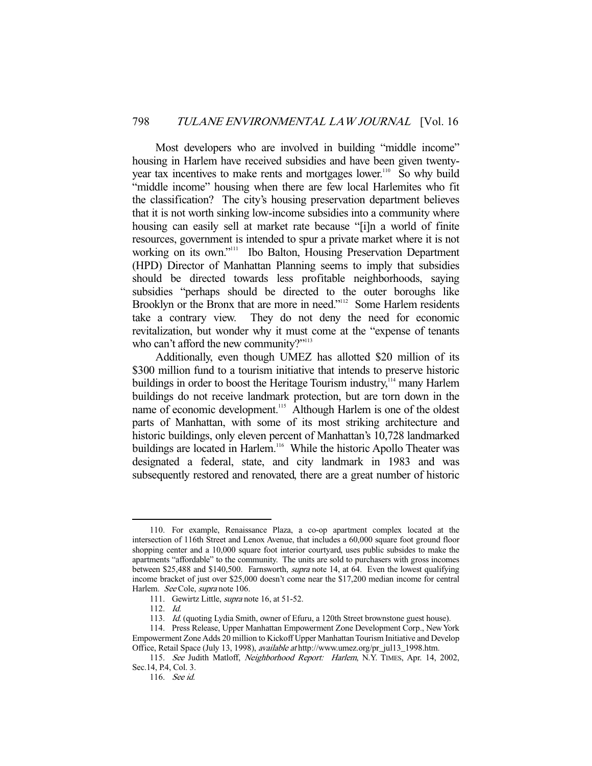Most developers who are involved in building "middle income" housing in Harlem have received subsidies and have been given twenty-year tax incentives to make rents and mortgages lower.[110] So why build "middle income" housing when there are few local Harlemites who fit the classification? The city's housing preservation department believes that it is not worth sinking low-income subsidies into a community where housing can easily sell at market rate because "[i]n a world of finite resources, government is intended to spur a private market where it is not working on its own."[111] Ibo Balton, Housing Preservation Department (HPD) Director of Manhattan Planning seems to imply that subsidies should be directed towards less profitable neighborhoods, saying subsidies "perhaps should be directed to the outer boroughs like Brooklyn or the Bronx that are more in need."[112] Some Harlem residents take a contrary view. They do not deny the need for economic revitalization, but wonder why it must come at the "expense of tenants who can't afford the new community?"[113]

Additionally, even though UMEZ has allotted $20 million of its $300 million fund to a tourism initiative that intends to preserve historic buildings in order to boost the Heritage Tourism industry,[114] many Harlem buildings do not receive landmark protection, but are torn down in the name of economic development.[115] Although Harlem is one of the oldest parts of Manhattan, with some of its most striking architecture and historic buildings, only eleven percent of Manhattan's 10,728 landmarked buildings are located in Harlem.[116] While the historic Apollo Theater was designated a federal, state, and city landmark in 1983 and was subsequently restored and renovated, there are a great number of historic

---

110. For example, Renaissance Plaza, a co-op apartment complex located at the intersection of 116th Street and Lenox Avenue, that includes a 60,000 square foot ground floor shopping center and a 10,000 square foot interior courtyard, uses public subsides to make the apartments "affordable" to the community. The units are sold to purchasers with gross incomes between $25,488 and $140,500. Farnsworth, *supra* note 14, at 64. Even the lowest qualifying income bracket of just over $25,000 doesn't come near the $17,200 median income for central Harlem. *See* Cole, *supra* note 106.

111. Gewirtz Little, *supra* note 16, at 51-52.

112. *Id.*

113. *Id.* (quoting Lydia Smith, owner of Efuru, a 120th Street brownstone guest house).

114. Press Release, Upper Manhattan Empowerment Zone Development Corp., New York Empowerment Zone Adds 20 million to Kickoff Upper Manhattan Tourism Initiative and Develop Office, Retail Space (July 13, 1998), *available at* http://www.umez.org/pr_jul13_1998.htm.

115. *See* Judith Matloff, *Neighborhood Report: Harlem*, N.Y. TIMES, Apr. 14, 2002, Sec.14, P.4, Col. 3.

116. *See id.*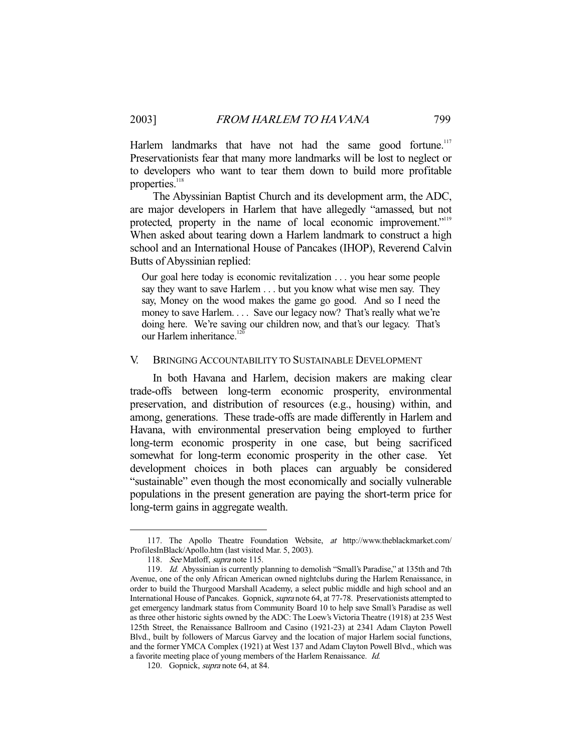Harlem landmarks that have not had the same good fortune.[117] Preservationists fear that many more landmarks will be lost to neglect or to developers who want to tear them down to build more profitable properties.[118]

The Abyssinian Baptist Church and its development arm, the ADC, are major developers in Harlem that have allegedly "amassed, but not protected, property in the name of local economic improvement."[119] When asked about tearing down a Harlem landmark to construct a high school and an International House of Pancakes (IHOP), Reverend Calvin Butts of Abyssinian replied:

> Our goal here today is economic revitalization . . . you hear some people say they want to save Harlem . . . but you know what wise men say. They say, Money on the wood makes the game go good. And so I need the money to save Harlem. . . . Save our legacy now? That's really what we're doing here. We're saving our children now, and that's our legacy. That's our Harlem inheritance.[120]

## V. BRINGING ACCOUNTABILITY TO SUSTAINABLE DEVELOPMENT

In both Havana and Harlem, decision makers are making clear trade-offs between long-term economic prosperity, environmental preservation, and distribution of resources (e.g., housing) within, and among, generations. These trade-offs are made differently in Harlem and Havana, with environmental preservation being employed to further long-term economic prosperity in one case, but being sacrificed somewhat for long-term economic prosperity in the other case. Yet development choices in both places can arguably be considered "sustainable" even though the most economically and socially vulnerable populations in the present generation are paying the short-term price for long-term gains in aggregate wealth.

---

117. The Apollo Theatre Foundation Website, *at* http://www.theblackmarket.com/ProfilesInBlack/Apollo.htm (last visited Mar. 5, 2003).

118. *See* Matloff, *supra* note 115.

119. *Id.* Abyssinian is currently planning to demolish "Small's Paradise," at 135th and 7th Avenue, one of the only African American owned nightclubs during the Harlem Renaissance, in order to build the Thurgood Marshall Academy, a select public middle and high school and an International House of Pancakes. Gopnick, *supra* note 64, at 77-78. Preservationists attempted to get emergency landmark status from Community Board 10 to help save Small's Paradise as well as three other historic sights owned by the ADC: The Loew's Victoria Theatre (1918) at 235 West 125th Street, the Renaissance Ballroom and Casino (1921-23) at 2341 Adam Clayton Powell Blvd., built by followers of Marcus Garvey and the location of major Harlem social functions, and the former YMCA Complex (1921) at West 137 and Adam Clayton Powell Blvd., which was a favorite meeting place of young members of the Harlem Renaissance. *Id.*

120. Gopnick, *supra* note 64, at 84.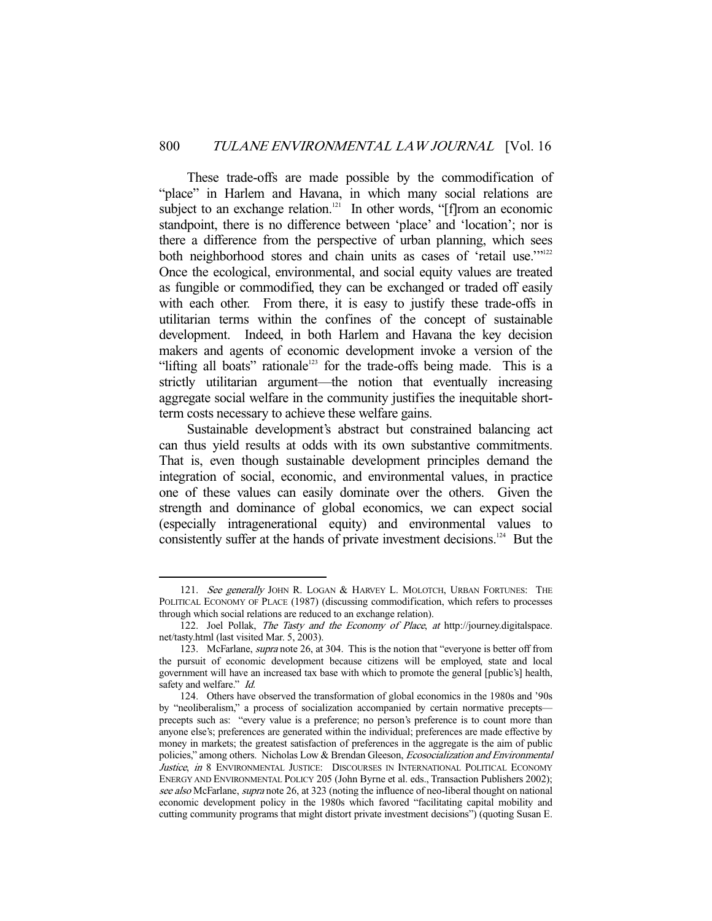These trade-offs are made possible by the commodification of "place" in Harlem and Havana, in which many social relations are subject to an exchange relation.[121] In other words, "[f]rom an economic standpoint, there is no difference between 'place' and 'location'; nor is there a difference from the perspective of urban planning, which sees both neighborhood stores and chain units as cases of 'retail use.'"[122] Once the ecological, environmental, and social equity values are treated as fungible or commodified, they can be exchanged or traded off easily with each other. From there, it is easy to justify these trade-offs in utilitarian terms within the confines of the concept of sustainable development. Indeed, in both Harlem and Havana the key decision makers and agents of economic development invoke a version of the "lifting all boats" rationale[123] for the trade-offs being made. This is a strictly utilitarian argument—the notion that eventually increasing aggregate social welfare in the community justifies the inequitable short-term costs necessary to achieve these welfare gains.

Sustainable development's abstract but constrained balancing act can thus yield results at odds with its own substantive commitments. That is, even though sustainable development principles demand the integration of social, economic, and environmental values, in practice one of these values can easily dominate over the others. Given the strength and dominance of global economics, we can expect social (especially intragenerational equity) and environmental values to consistently suffer at the hands of private investment decisions.[124] But the

---

121. *See generally* JOHN R. LOGAN & HARVEY L. MOLOTCH, URBAN FORTUNES: THE POLITICAL ECONOMY OF PLACE (1987) (discussing commodification, which refers to processes through which social relations are reduced to an exchange relation).

122. Joel Pollak, *The Tasty and the Economy of Place*, *at* http://journey.digitalspace.net/tasty.html (last visited Mar. 5, 2003).

123. McFarlane, *supra* note 26, at 304. This is the notion that "everyone is better off from the pursuit of economic development because citizens will be employed, state and local government will have an increased tax base with which to promote the general [public's] health, safety and welfare." *Id.*

124. Others have observed the transformation of global economics in the 1980s and '90s by "neoliberalism," a process of socialization accompanied by certain normative precepts—precepts such as: "every value is a preference; no person's preference is to count more than anyone else's; preferences are generated within the individual; preferences are made effective by money in markets; the greatest satisfaction of preferences in the aggregate is the aim of public policies," among others. Nicholas Low & Brendan Gleeson, *Ecosocialization and Environmental Justice*, *in* 8 ENVIRONMENTAL JUSTICE: DISCOURSES IN INTERNATIONAL POLITICAL ECONOMY ENERGY AND ENVIRONMENTAL POLICY 205 (John Byrne et al. eds., Transaction Publishers 2002); *see also* McFarlane, *supra* note 26, at 323 (noting the influence of neo-liberal thought on national economic development policy in the 1980s which favored "facilitating capital mobility and cutting community programs that might distort private investment decisions") (quoting Susan E.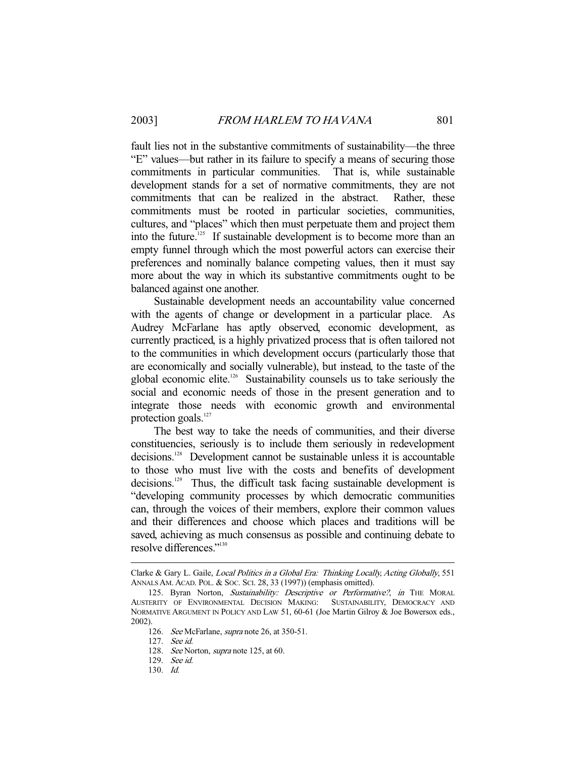fault lies not in the substantive commitments of sustainability—the three "E" values—but rather in its failure to specify a means of securing those commitments in particular communities. That is, while sustainable development stands for a set of normative commitments, they are not commitments that can be realized in the abstract. Rather, these commitments must be rooted in particular societies, communities, cultures, and "places" which then must perpetuate them and project them into the future.[125] If sustainable development is to become more than an empty funnel through which the most powerful actors can exercise their preferences and nominally balance competing values, then it must say more about the way in which its substantive commitments ought to be balanced against one another.

Sustainable development needs an accountability value concerned with the agents of change or development in a particular place. As Audrey McFarlane has aptly observed, economic development, as currently practiced, is a highly privatized process that is often tailored not to the communities in which development occurs (particularly those that are economically and socially vulnerable), but instead, to the taste of the global economic elite.[126] Sustainability counsels us to take seriously the social and economic needs of those in the present generation and to integrate those needs with economic growth and environmental protection goals.[127]

The best way to take the needs of communities, and their diverse constituencies, seriously is to include them seriously in redevelopment decisions.[128] Development cannot be sustainable unless it is accountable to those who must live with the costs and benefits of development decisions.[129] Thus, the difficult task facing sustainable development is "developing community processes by which democratic communities can, through the voices of their members, explore their common values and their differences and choose which places and traditions will be saved, achieving as much consensus as possible and continuing debate to resolve differences."[130]

---

Clarke & Gary L. Gaile, *Local Politics in a Global Era: Thinking Locally, Acting Globally*, 551 ANNALS AM. ACAD. POL. & SOC. SCI. 28, 33 (1997)) (emphasis omitted).

125. Byran Norton, *Sustainability: Descriptive or Performative?*, *in* THE MORAL AUSTERITY OF ENVIRONMENTAL DECISION MAKING: SUSTAINABILITY, DEMOCRACY AND NORMATIVE ARGUMENT IN POLICY AND LAW 51, 60-61 (Joe Martin Gilroy & Joe Bowersox eds., 2002).

126. *See* McFarlane, *supra* note 26, at 350-51.

127. *See id.*

128. *See* Norton, *supra* note 125, at 60.

129. *See id.*

130. *Id.*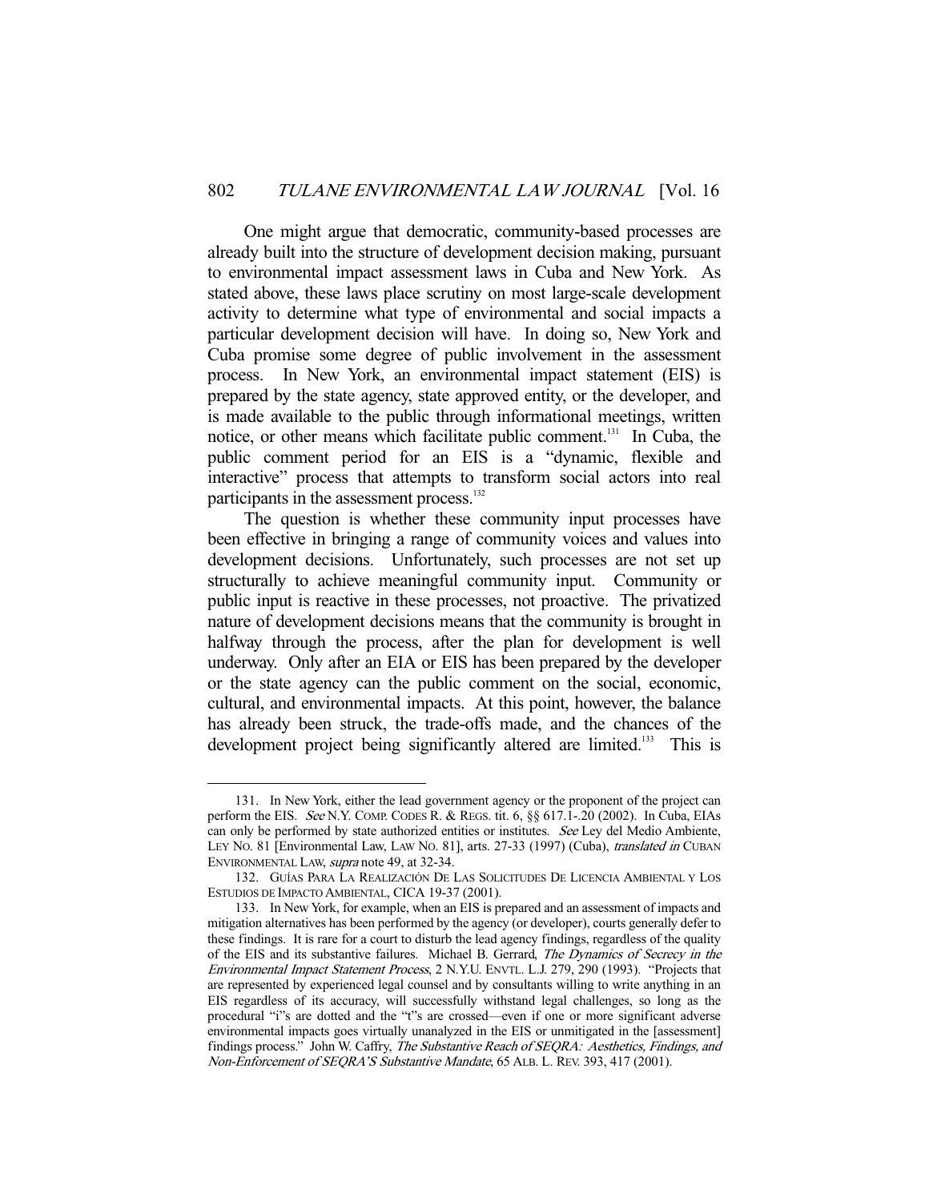One might argue that democratic, community-based processes are already built into the structure of development decision making, pursuant to environmental impact assessment laws in Cuba and New York. As stated above, these laws place scrutiny on most large-scale development activity to determine what type of environmental and social impacts a particular development decision will have. In doing so, New York and Cuba promise some degree of public involvement in the assessment process. In New York, an environmental impact statement (EIS) is prepared by the state agency, state approved entity, or the developer, and is made available to the public through informational meetings, written notice, or other means which facilitate public comment.[131] In Cuba, the public comment period for an EIS is a "dynamic, flexible and interactive" process that attempts to transform social actors into real participants in the assessment process.[132]

The question is whether these community input processes have been effective in bringing a range of community voices and values into development decisions. Unfortunately, such processes are not set up structurally to achieve meaningful community input. Community or public input is reactive in these processes, not proactive. The privatized nature of development decisions means that the community is brought in halfway through the process, after the plan for development is well underway. Only after an EIA or EIS has been prepared by the developer or the state agency can the public comment on the social, economic, cultural, and environmental impacts. At this point, however, the balance has already been struck, the trade-offs made, and the chances of the development project being significantly altered are limited.[133] This is

---

131. In New York, either the lead government agency or the proponent of the project can perform the EIS. *See* N.Y. COMP. CODES R. & REGS. tit. 6, §§ 617.1-.20 (2002). In Cuba, EIAs can only be performed by state authorized entities or institutes. *See* Ley del Medio Ambiente, LEY NO. 81 [Environmental Law, LAW NO. 81], arts. 27-33 (1997) (Cuba), *translated in* CUBAN ENVIRONMENTAL LAW, *supra* note 49, at 32-34.

132. GUÍAS PARA LA REALIZACIÓN DE LAS SOLICITUDES DE LICENCIA AMBIENTAL Y LOS ESTUDIOS DE IMPACTO AMBIENTAL, CICA 19-37 (2001).

133. In New York, for example, when an EIS is prepared and an assessment of impacts and mitigation alternatives has been performed by the agency (or developer), courts generally defer to these findings. It is rare for a court to disturb the lead agency findings, regardless of the quality of the EIS and its substantive failures. Michael B. Gerrard, *The Dynamics of Secrecy in the Environmental Impact Statement Process*, 2 N.Y.U. ENVTL. L.J. 279, 290 (1993). "Projects that are represented by experienced legal counsel and by consultants willing to write anything in an EIS regardless of its accuracy, will successfully withstand legal challenges, so long as the procedural "i"s are dotted and the "t"s are crossed—even if one or more significant adverse environmental impacts goes virtually unanalyzed in the EIS or unmitigated in the [assessment] findings process." John W. Caffry, *The Substantive Reach of SEQRA: Aesthetics, Findings, and Non-Enforcement of SEQRA'S Substantive Mandate*, 65 ALB. L. REV. 393, 417 (2001).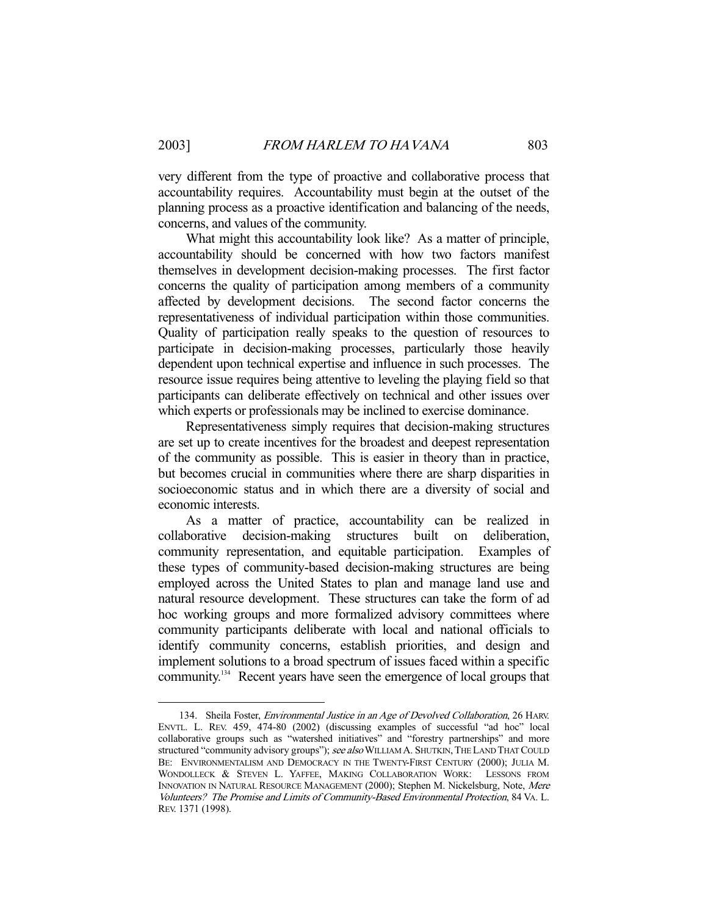very different from the type of proactive and collaborative process that accountability requires. Accountability must begin at the outset of the planning process as a proactive identification and balancing of the needs, concerns, and values of the community.

What might this accountability look like? As a matter of principle, accountability should be concerned with how two factors manifest themselves in development decision-making processes. The first factor concerns the quality of participation among members of a community affected by development decisions. The second factor concerns the representativeness of individual participation within those communities. Quality of participation really speaks to the question of resources to participate in decision-making processes, particularly those heavily dependent upon technical expertise and influence in such processes. The resource issue requires being attentive to leveling the playing field so that participants can deliberate effectively on technical and other issues over which experts or professionals may be inclined to exercise dominance.

Representativeness simply requires that decision-making structures are set up to create incentives for the broadest and deepest representation of the community as possible. This is easier in theory than in practice, but becomes crucial in communities where there are sharp disparities in socioeconomic status and in which there are a diversity of social and economic interests.

As a matter of practice, accountability can be realized in collaborative decision-making structures built on deliberation, community representation, and equitable participation. Examples of these types of community-based decision-making structures are being employed across the United States to plan and manage land use and natural resource development. These structures can take the form of ad hoc working groups and more formalized advisory committees where community participants deliberate with local and national officials to identify community concerns, establish priorities, and design and implement solutions to a broad spectrum of issues faced within a specific community.[134] Recent years have seen the emergence of local groups that

---

134. Sheila Foster, *Environmental Justice in an Age of Devolved Collaboration*, 26 HARV. ENVTL. L. REV. 459, 474-80 (2002) (discussing examples of successful "ad hoc" local collaborative groups such as "watershed initiatives" and "forestry partnerships" and more structured "community advisory groups"); *see also* WILLIAM A. SHUTKIN, THE LAND THAT COULD BE: ENVIRONMENTALISM AND DEMOCRACY IN THE TWENTY-FIRST CENTURY (2000); JULIA M. WONDOLLECK & STEVEN L. YAFFEE, MAKING COLLABORATION WORK: LESSONS FROM INNOVATION IN NATURAL RESOURCE MANAGEMENT (2000); Stephen M. Nickelsburg, Note, *Mere Volunteers? The Promise and Limits of Community-Based Environmental Protection*, 84 VA. L. REV. 1371 (1998).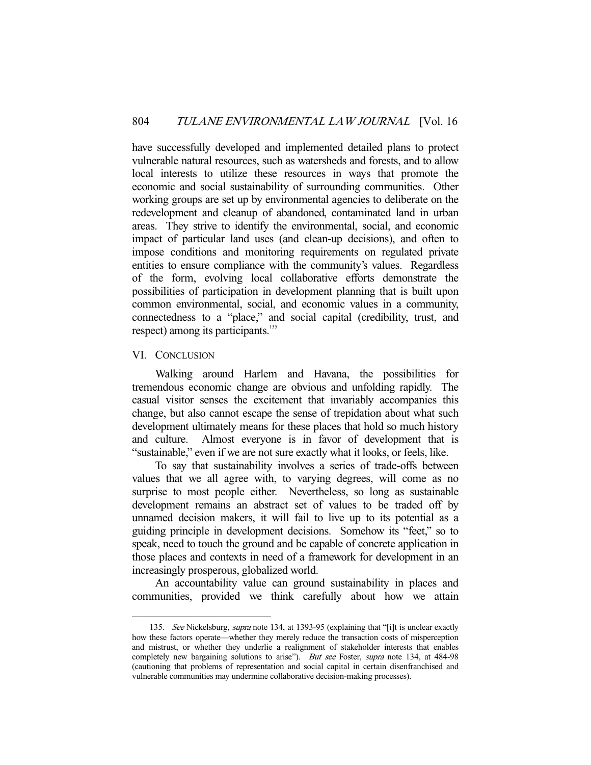have successfully developed and implemented detailed plans to protect vulnerable natural resources, such as watersheds and forests, and to allow local interests to utilize these resources in ways that promote the economic and social sustainability of surrounding communities. Other working groups are set up by environmental agencies to deliberate on the redevelopment and cleanup of abandoned, contaminated land in urban areas. They strive to identify the environmental, social, and economic impact of particular land uses (and clean-up decisions), and often to impose conditions and monitoring requirements on regulated private entities to ensure compliance with the community's values. Regardless of the form, evolving local collaborative efforts demonstrate the possibilities of participation in development planning that is built upon common environmental, social, and economic values in a community, connectedness to a "place," and social capital (credibility, trust, and respect) among its participants.[135]

## VI. CONCLUSION

Walking around Harlem and Havana, the possibilities for tremendous economic change are obvious and unfolding rapidly. The casual visitor senses the excitement that invariably accompanies this change, but also cannot escape the sense of trepidation about what such development ultimately means for these places that hold so much history and culture. Almost everyone is in favor of development that is "sustainable," even if we are not sure exactly what it looks, or feels, like.

To say that sustainability involves a series of trade-offs between values that we all agree with, to varying degrees, will come as no surprise to most people either. Nevertheless, so long as sustainable development remains an abstract set of values to be traded off by unnamed decision makers, it will fail to live up to its potential as a guiding principle in development decisions. Somehow its "feet," so to speak, need to touch the ground and be capable of concrete application in those places and contexts in need of a framework for development in an increasingly prosperous, globalized world.

An accountability value can ground sustainability in places and communities, provided we think carefully about how we attain

---

135. *See* Nickelsburg, *supra* note 134, at 1393-95 (explaining that "[i]t is unclear exactly how these factors operate—whether they merely reduce the transaction costs of misperception and mistrust, or whether they underlie a realignment of stakeholder interests that enables completely new bargaining solutions to arise"). *But see* Foster, *supra* note 134, at 484-98 (cautioning that problems of representation and social capital in certain disenfranchised and vulnerable communities may undermine collaborative decision-making processes).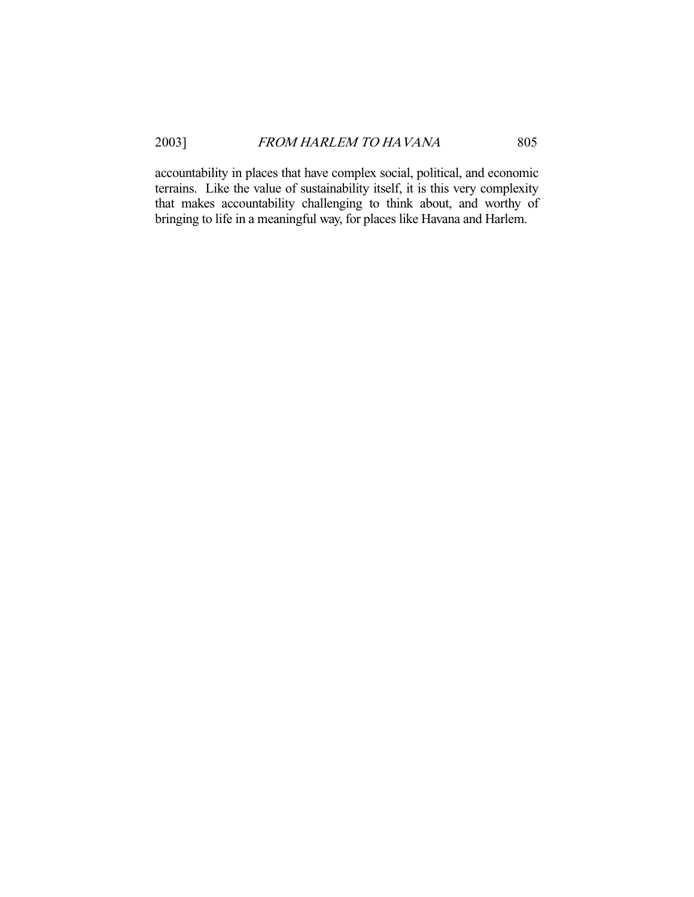accountability in places that have complex social, political, and economic terrains. Like the value of sustainability itself, it is this very complexity that makes accountability challenging to think about, and worthy of bringing to life in a meaningful way, for places like Havana and Harlem.